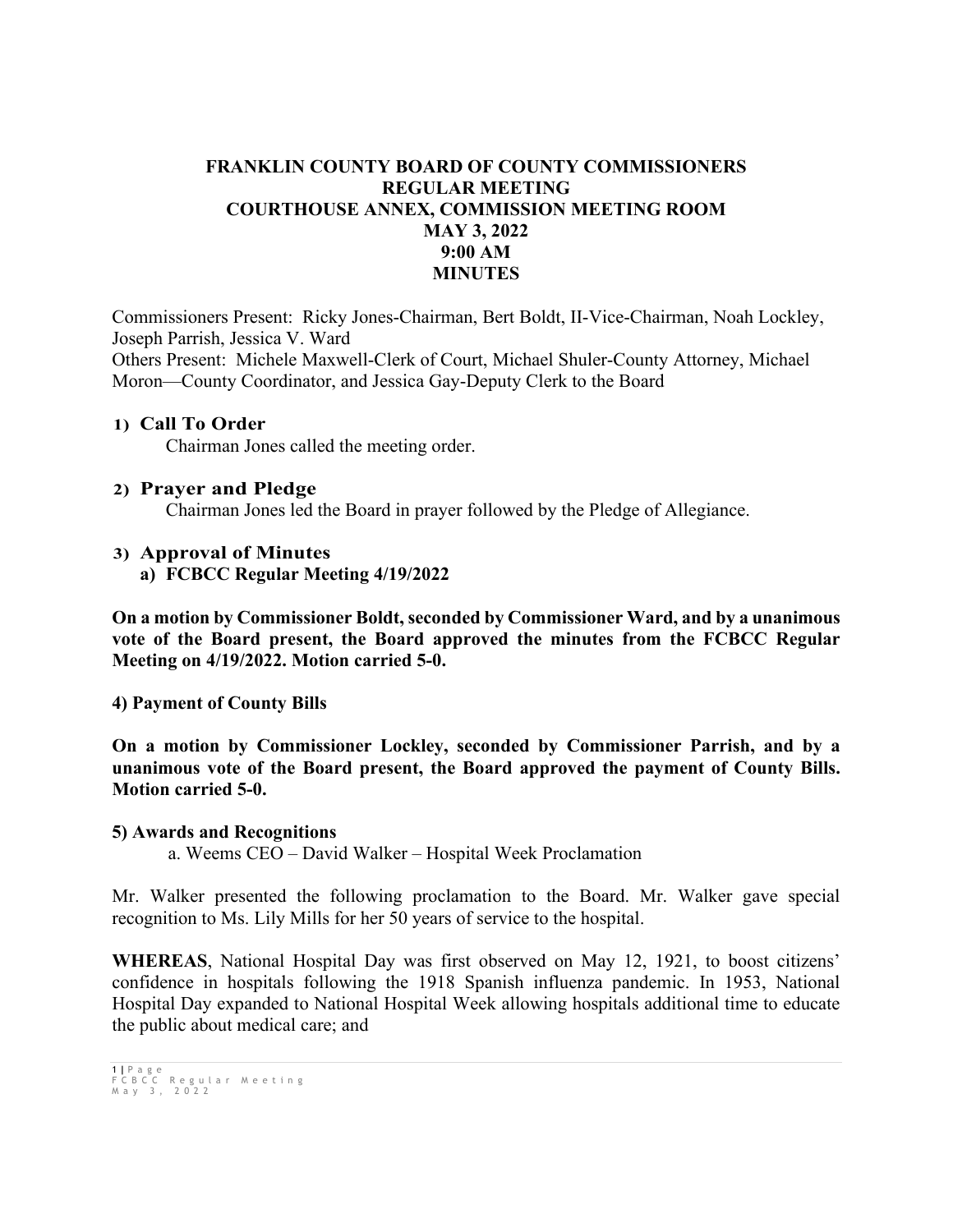# FRANKLIN COUNTY BOARD OF COUNTY COMMISSIONERS
## REGULAR MEETING
## COURTHOUSE ANNEX, COMMISSION MEETING ROOM
## MAY 3, 2022
## 9:00 AM
## MINUTES

Commissioners Present: Ricky Jones-Chairman, Bert Boldt, II-Vice-Chairman, Noah Lockley, Joseph Parrish, Jessica V. Ward
Others Present: Michele Maxwell-Clerk of Court, Michael Shuler-County Attorney, Michael Moron—County Coordinator, and Jessica Gay-Deputy Clerk to the Board

### 1) Call To Order

Chairman Jones called the meeting order.

### 2) Prayer and Pledge

Chairman Jones led the Board in prayer followed by the Pledge of Allegiance.

### 3) Approval of Minutes

**a) FCBCC Regular Meeting 4/19/2022**

**On a motion by Commissioner Boldt, seconded by Commissioner Ward, and by a unanimous vote of the Board present, the Board approved the minutes from the FCBCC Regular Meeting on 4/19/2022. Motion carried 5-0.**

**4) Payment of County Bills**

**On a motion by Commissioner Lockley, seconded by Commissioner Parrish, and by a unanimous vote of the Board present, the Board approved the payment of County Bills. Motion carried 5-0.**

**5) Awards and Recognitions**

a. Weems CEO – David Walker – Hospital Week Proclamation

Mr. Walker presented the following proclamation to the Board. Mr. Walker gave special recognition to Ms. Lily Mills for her 50 years of service to the hospital.

**WHEREAS**, National Hospital Day was first observed on May 12, 1921, to boost citizens' confidence in hospitals following the 1918 Spanish influenza pandemic. In 1953, National Hospital Day expanded to National Hospital Week allowing hospitals additional time to educate the public about medical care; and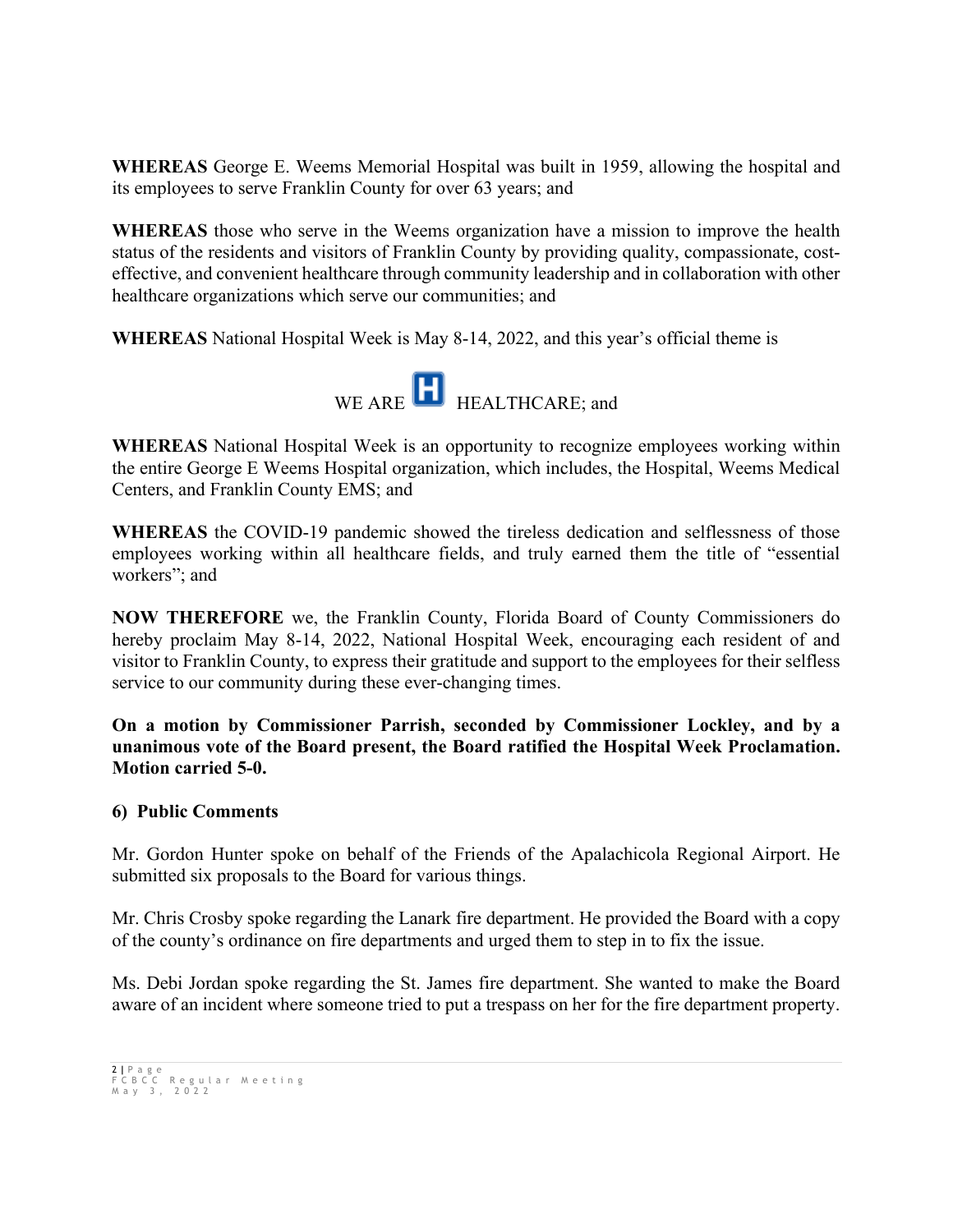**WHEREAS** George E. Weems Memorial Hospital was built in 1959, allowing the hospital and its employees to serve Franklin County for over 63 years; and

**WHEREAS** those who serve in the Weems organization have a mission to improve the health status of the residents and visitors of Franklin County by providing quality, compassionate, cost-effective, and convenient healthcare through community leadership and in collaboration with other healthcare organizations which serve our communities; and

**WHEREAS** National Hospital Week is May 8-14, 2022, and this year's official theme is

WE ARE H HEALTHCARE; and

**WHEREAS** National Hospital Week is an opportunity to recognize employees working within the entire George E Weems Hospital organization, which includes, the Hospital, Weems Medical Centers, and Franklin County EMS; and

**WHEREAS** the COVID-19 pandemic showed the tireless dedication and selflessness of those employees working within all healthcare fields, and truly earned them the title of "essential workers"; and

**NOW THEREFORE** we, the Franklin County, Florida Board of County Commissioners do hereby proclaim May 8-14, 2022, National Hospital Week, encouraging each resident of and visitor to Franklin County, to express their gratitude and support to the employees for their selfless service to our community during these ever-changing times.

**On a motion by Commissioner Parrish, seconded by Commissioner Lockley, and by a unanimous vote of the Board present, the Board ratified the Hospital Week Proclamation. Motion carried 5-0.**

**6) Public Comments**

Mr. Gordon Hunter spoke on behalf of the Friends of the Apalachicola Regional Airport. He submitted six proposals to the Board for various things.

Mr. Chris Crosby spoke regarding the Lanark fire department. He provided the Board with a copy of the county's ordinance on fire departments and urged them to step in to fix the issue.

Ms. Debi Jordan spoke regarding the St. James fire department. She wanted to make the Board aware of an incident where someone tried to put a trespass on her for the fire department property.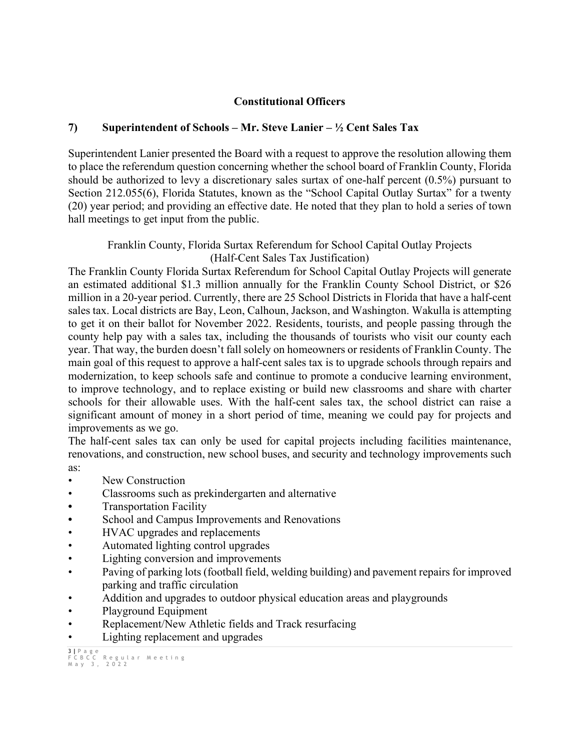## Constitutional Officers

### 7) Superintendent of Schools – Mr. Steve Lanier – ½ Cent Sales Tax

Superintendent Lanier presented the Board with a request to approve the resolution allowing them to place the referendum question concerning whether the school board of Franklin County, Florida should be authorized to levy a discretionary sales surtax of one-half percent (0.5%) pursuant to Section 212.055(6), Florida Statutes, known as the "School Capital Outlay Surtax" for a twenty (20) year period; and providing an effective date. He noted that they plan to hold a series of town hall meetings to get input from the public.

Franklin County, Florida Surtax Referendum for School Capital Outlay Projects
(Half-Cent Sales Tax Justification)

The Franklin County Florida Surtax Referendum for School Capital Outlay Projects will generate an estimated additional $1.3 million annually for the Franklin County School District, or $26 million in a 20-year period. Currently, there are 25 School Districts in Florida that have a half-cent sales tax. Local districts are Bay, Leon, Calhoun, Jackson, and Washington. Wakulla is attempting to get it on their ballot for November 2022. Residents, tourists, and people passing through the county help pay with a sales tax, including the thousands of tourists who visit our county each year. That way, the burden doesn't fall solely on homeowners or residents of Franklin County. The main goal of this request to approve a half-cent sales tax is to upgrade schools through repairs and modernization, to keep schools safe and continue to promote a conducive learning environment, to improve technology, and to replace existing or build new classrooms and share with charter schools for their allowable uses. With the half-cent sales tax, the school district can raise a significant amount of money in a short period of time, meaning we could pay for projects and improvements as we go.

The half-cent sales tax can only be used for capital projects including facilities maintenance, renovations, and construction, new school buses, and security and technology improvements such as:

- New Construction
- Classrooms such as prekindergarten and alternative
- Transportation Facility
- School and Campus Improvements and Renovations
- HVAC upgrades and replacements
- Automated lighting control upgrades
- Lighting conversion and improvements
- Paving of parking lots (football field, welding building) and pavement repairs for improved parking and traffic circulation
- Addition and upgrades to outdoor physical education areas and playgrounds
- Playground Equipment
- Replacement/New Athletic fields and Track resurfacing
- Lighting replacement and upgrades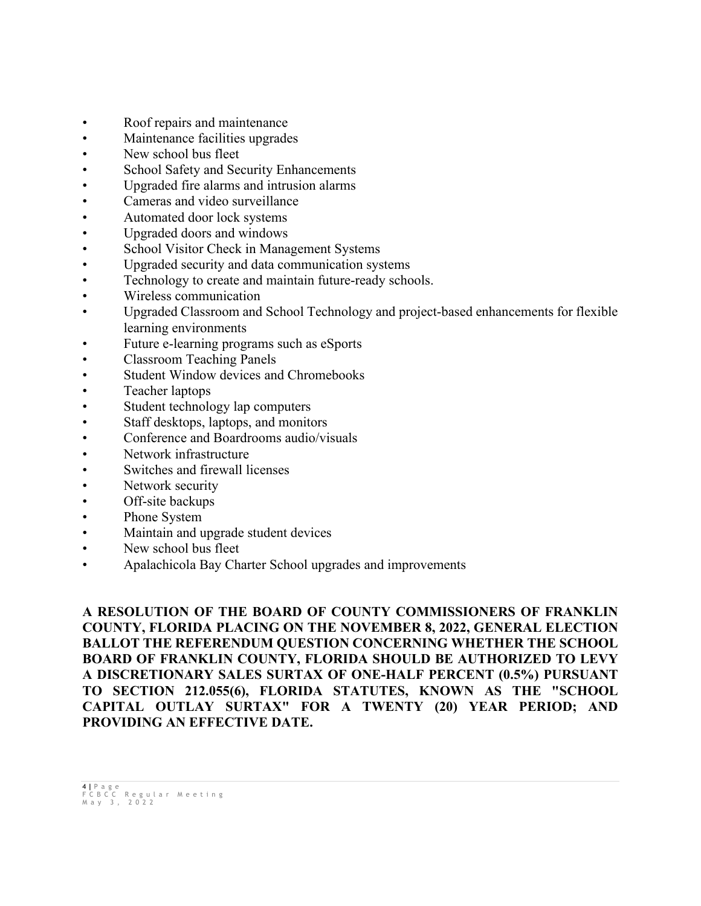- Roof repairs and maintenance
- Maintenance facilities upgrades
- New school bus fleet
- School Safety and Security Enhancements
- Upgraded fire alarms and intrusion alarms
- Cameras and video surveillance
- Automated door lock systems
- Upgraded doors and windows
- School Visitor Check in Management Systems
- Upgraded security and data communication systems
- Technology to create and maintain future-ready schools.
- Wireless communication
- Upgraded Classroom and School Technology and project-based enhancements for flexible learning environments
- Future e-learning programs such as eSports
- Classroom Teaching Panels
- Student Window devices and Chromebooks
- Teacher laptops
- Student technology lap computers
- Staff desktops, laptops, and monitors
- Conference and Boardrooms audio/visuals
- Network infrastructure
- Switches and firewall licenses
- Network security
- Off-site backups
- Phone System
- Maintain and upgrade student devices
- New school bus fleet
- Apalachicola Bay Charter School upgrades and improvements

**A RESOLUTION OF THE BOARD OF COUNTY COMMISSIONERS OF FRANKLIN COUNTY, FLORIDA PLACING ON THE NOVEMBER 8, 2022, GENERAL ELECTION BALLOT THE REFERENDUM QUESTION CONCERNING WHETHER THE SCHOOL BOARD OF FRANKLIN COUNTY, FLORIDA SHOULD BE AUTHORIZED TO LEVY A DISCRETIONARY SALES SURTAX OF ONE-HALF PERCENT (0.5%) PURSUANT TO SECTION 212.055(6), FLORIDA STATUTES, KNOWN AS THE "SCHOOL CAPITAL OUTLAY SURTAX" FOR A TWENTY (20) YEAR PERIOD; AND PROVIDING AN EFFECTIVE DATE.**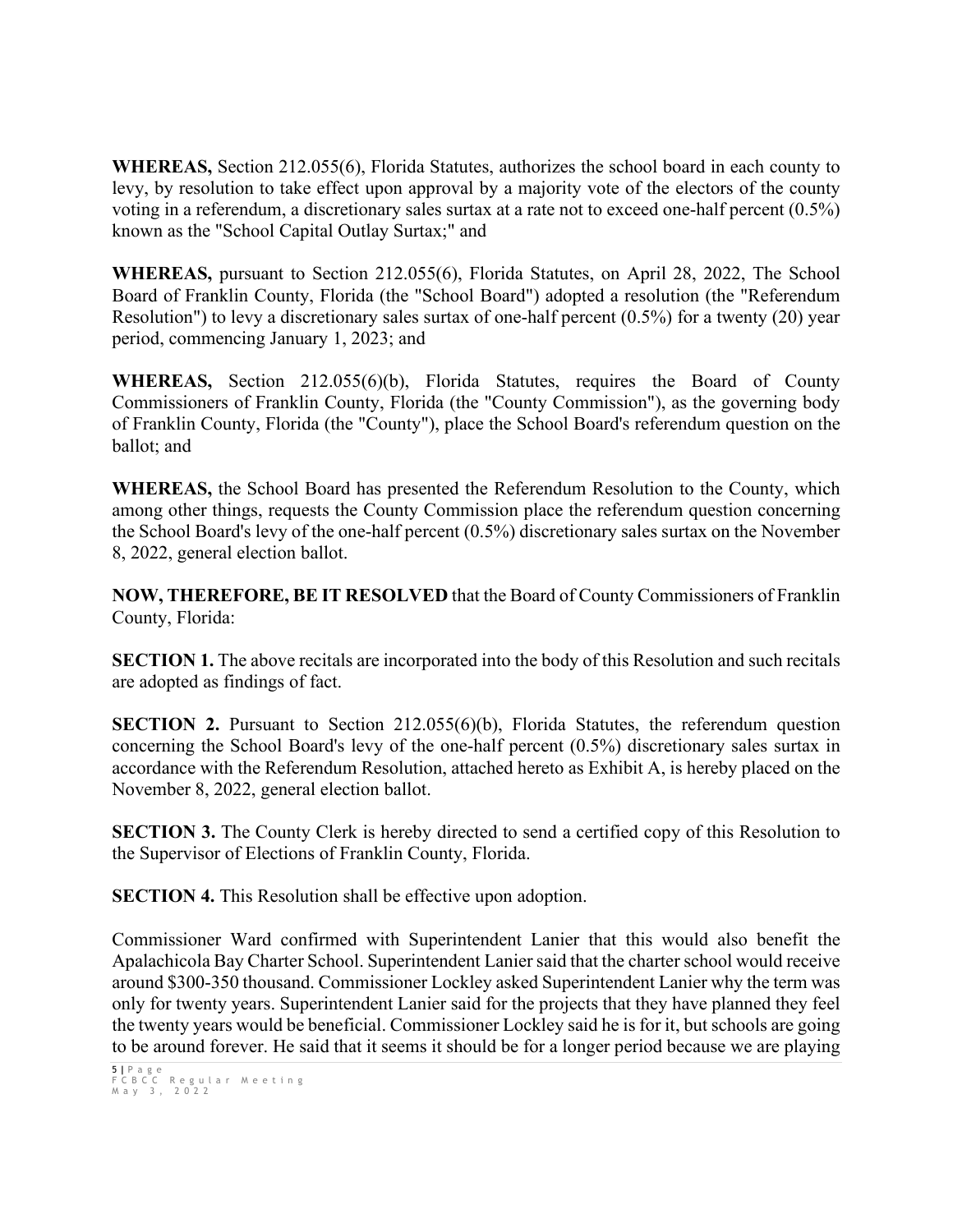**WHEREAS,** Section 212.055(6), Florida Statutes, authorizes the school board in each county to levy, by resolution to take effect upon approval by a majority vote of the electors of the county voting in a referendum, a discretionary sales surtax at a rate not to exceed one-half percent (0.5%) known as the "School Capital Outlay Surtax;" and

**WHEREAS,** pursuant to Section 212.055(6), Florida Statutes, on April 28, 2022, The School Board of Franklin County, Florida (the "School Board") adopted a resolution (the "Referendum Resolution") to levy a discretionary sales surtax of one-half percent (0.5%) for a twenty (20) year period, commencing January 1, 2023; and

**WHEREAS,** Section 212.055(6)(b), Florida Statutes, requires the Board of County Commissioners of Franklin County, Florida (the "County Commission"), as the governing body of Franklin County, Florida (the "County"), place the School Board's referendum question on the ballot; and

**WHEREAS,** the School Board has presented the Referendum Resolution to the County, which among other things, requests the County Commission place the referendum question concerning the School Board's levy of the one-half percent (0.5%) discretionary sales surtax on the November 8, 2022, general election ballot.

**NOW, THEREFORE, BE IT RESOLVED** that the Board of County Commissioners of Franklin County, Florida:

**SECTION 1.** The above recitals are incorporated into the body of this Resolution and such recitals are adopted as findings of fact.

**SECTION 2.** Pursuant to Section 212.055(6)(b), Florida Statutes, the referendum question concerning the School Board's levy of the one-half percent (0.5%) discretionary sales surtax in accordance with the Referendum Resolution, attached hereto as Exhibit A, is hereby placed on the November 8, 2022, general election ballot.

**SECTION 3.** The County Clerk is hereby directed to send a certified copy of this Resolution to the Supervisor of Elections of Franklin County, Florida.

**SECTION 4.** This Resolution shall be effective upon adoption.

Commissioner Ward confirmed with Superintendent Lanier that this would also benefit the Apalachicola Bay Charter School. Superintendent Lanier said that the charter school would receive around $300-350 thousand. Commissioner Lockley asked Superintendent Lanier why the term was only for twenty years. Superintendent Lanier said for the projects that they have planned they feel the twenty years would be beneficial. Commissioner Lockley said he is for it, but schools are going to be around forever. He said that it seems it should be for a longer period because we are playing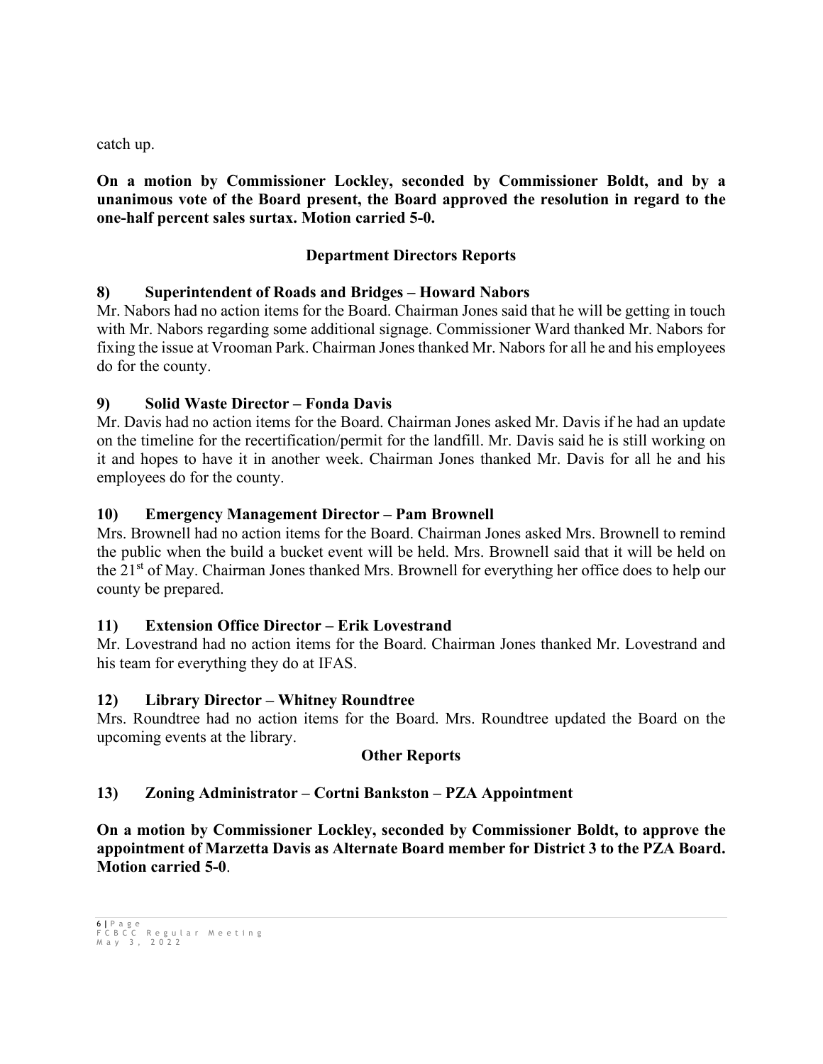catch up.

**On a motion by Commissioner Lockley, seconded by Commissioner Boldt, and by a unanimous vote of the Board present, the Board approved the resolution in regard to the one-half percent sales surtax. Motion carried 5-0.**

## Department Directors Reports

### 8) Superintendent of Roads and Bridges – Howard Nabors

Mr. Nabors had no action items for the Board. Chairman Jones said that he will be getting in touch with Mr. Nabors regarding some additional signage. Commissioner Ward thanked Mr. Nabors for fixing the issue at Vrooman Park. Chairman Jones thanked Mr. Nabors for all he and his employees do for the county.

### 9) Solid Waste Director – Fonda Davis

Mr. Davis had no action items for the Board. Chairman Jones asked Mr. Davis if he had an update on the timeline for the recertification/permit for the landfill. Mr. Davis said he is still working on it and hopes to have it in another week. Chairman Jones thanked Mr. Davis for all he and his employees do for the county.

### 10) Emergency Management Director – Pam Brownell

Mrs. Brownell had no action items for the Board. Chairman Jones asked Mrs. Brownell to remind the public when the build a bucket event will be held. Mrs. Brownell said that it will be held on the 21st of May. Chairman Jones thanked Mrs. Brownell for everything her office does to help our county be prepared.

### 11) Extension Office Director – Erik Lovestrand

Mr. Lovestrand had no action items for the Board. Chairman Jones thanked Mr. Lovestrand and his team for everything they do at IFAS.

### 12) Library Director – Whitney Roundtree

Mrs. Roundtree had no action items for the Board. Mrs. Roundtree updated the Board on the upcoming events at the library.

## Other Reports

### 13) Zoning Administrator – Cortni Bankston – PZA Appointment

**On a motion by Commissioner Lockley, seconded by Commissioner Boldt, to approve the appointment of Marzetta Davis as Alternate Board member for District 3 to the PZA Board. Motion carried 5-0**.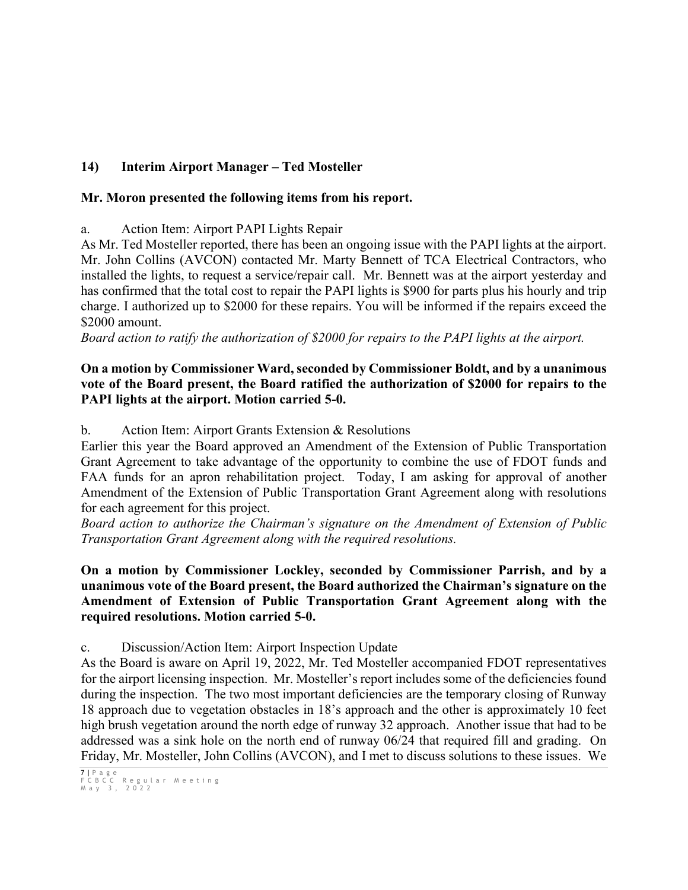## 14) Interim Airport Manager – Ted Mosteller

**Mr. Moron presented the following items from his report.**

a. Action Item: Airport PAPI Lights Repair

As Mr. Ted Mosteller reported, there has been an ongoing issue with the PAPI lights at the airport. Mr. John Collins (AVCON) contacted Mr. Marty Bennett of TCA Electrical Contractors, who installed the lights, to request a service/repair call. Mr. Bennett was at the airport yesterday and has confirmed that the total cost to repair the PAPI lights is $900 for parts plus his hourly and trip charge. I authorized up to $2000 for these repairs. You will be informed if the repairs exceed the $2000 amount.

*Board action to ratify the authorization of $2000 for repairs to the PAPI lights at the airport.*

**On a motion by Commissioner Ward, seconded by Commissioner Boldt, and by a unanimous vote of the Board present, the Board ratified the authorization of $2000 for repairs to the PAPI lights at the airport. Motion carried 5-0.**

b. Action Item: Airport Grants Extension & Resolutions

Earlier this year the Board approved an Amendment of the Extension of Public Transportation Grant Agreement to take advantage of the opportunity to combine the use of FDOT funds and FAA funds for an apron rehabilitation project. Today, I am asking for approval of another Amendment of the Extension of Public Transportation Grant Agreement along with resolutions for each agreement for this project.

*Board action to authorize the Chairman's signature on the Amendment of Extension of Public Transportation Grant Agreement along with the required resolutions.*

**On a motion by Commissioner Lockley, seconded by Commissioner Parrish, and by a unanimous vote of the Board present, the Board authorized the Chairman's signature on the Amendment of Extension of Public Transportation Grant Agreement along with the required resolutions. Motion carried 5-0.**

c. Discussion/Action Item: Airport Inspection Update

As the Board is aware on April 19, 2022, Mr. Ted Mosteller accompanied FDOT representatives for the airport licensing inspection. Mr. Mosteller's report includes some of the deficiencies found during the inspection. The two most important deficiencies are the temporary closing of Runway 18 approach due to vegetation obstacles in 18's approach and the other is approximately 10 feet high brush vegetation around the north edge of runway 32 approach. Another issue that had to be addressed was a sink hole on the north end of runway 06/24 that required fill and grading. On Friday, Mr. Mosteller, John Collins (AVCON), and I met to discuss solutions to these issues. We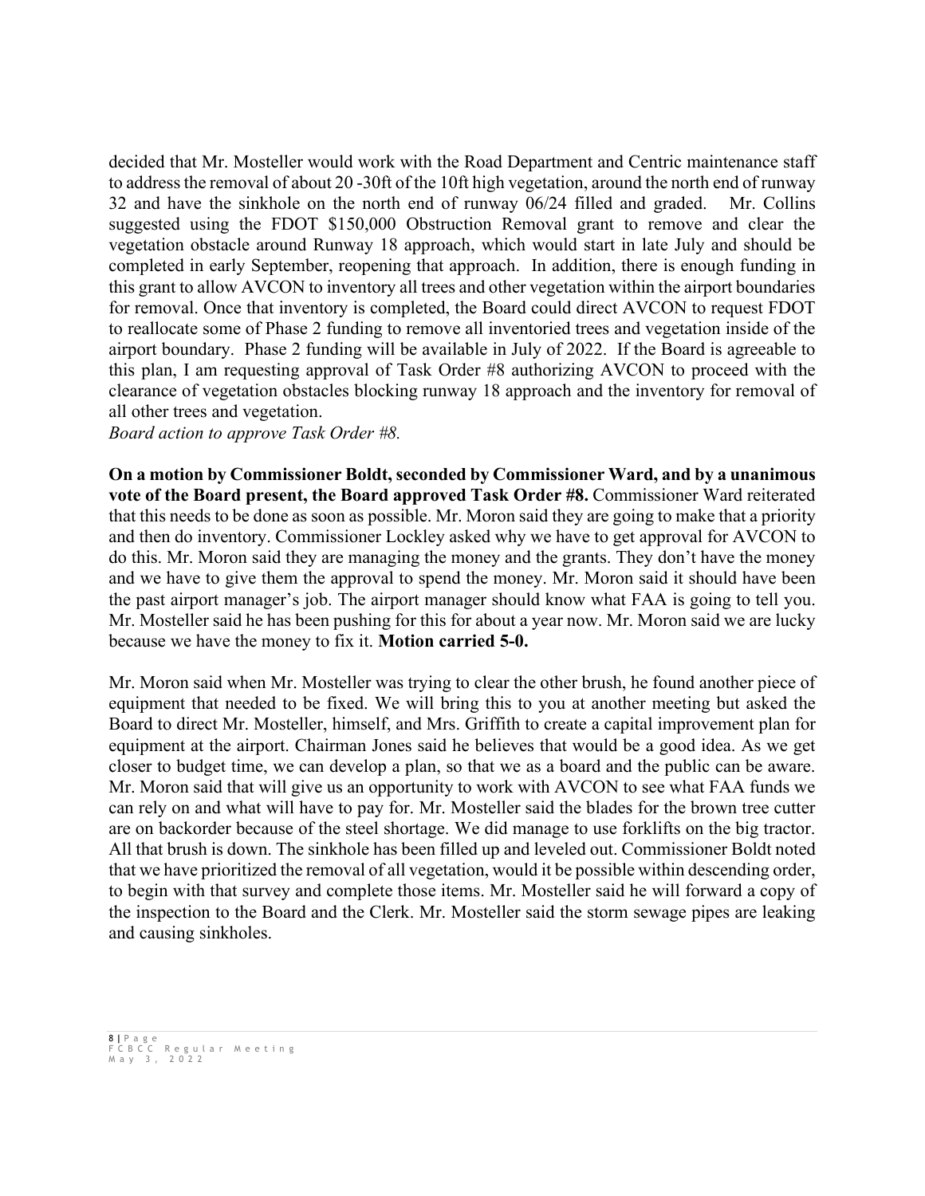decided that Mr. Mosteller would work with the Road Department and Centric maintenance staff to address the removal of about 20 -30ft of the 10ft high vegetation, around the north end of runway 32 and have the sinkhole on the north end of runway 06/24 filled and graded. Mr. Collins suggested using the FDOT $150,000 Obstruction Removal grant to remove and clear the vegetation obstacle around Runway 18 approach, which would start in late July and should be completed in early September, reopening that approach. In addition, there is enough funding in this grant to allow AVCON to inventory all trees and other vegetation within the airport boundaries for removal. Once that inventory is completed, the Board could direct AVCON to request FDOT to reallocate some of Phase 2 funding to remove all inventoried trees and vegetation inside of the airport boundary. Phase 2 funding will be available in July of 2022. If the Board is agreeable to this plan, I am requesting approval of Task Order #8 authorizing AVCON to proceed with the clearance of vegetation obstacles blocking runway 18 approach and the inventory for removal of all other trees and vegetation.
*Board action to approve Task Order #8.*

**On a motion by Commissioner Boldt, seconded by Commissioner Ward, and by a unanimous vote of the Board present, the Board approved Task Order #8.** Commissioner Ward reiterated that this needs to be done as soon as possible. Mr. Moron said they are going to make that a priority and then do inventory. Commissioner Lockley asked why we have to get approval for AVCON to do this. Mr. Moron said they are managing the money and the grants. They don't have the money and we have to give them the approval to spend the money. Mr. Moron said it should have been the past airport manager's job. The airport manager should know what FAA is going to tell you. Mr. Mosteller said he has been pushing for this for about a year now. Mr. Moron said we are lucky because we have the money to fix it. **Motion carried 5-0.**

Mr. Moron said when Mr. Mosteller was trying to clear the other brush, he found another piece of equipment that needed to be fixed. We will bring this to you at another meeting but asked the Board to direct Mr. Mosteller, himself, and Mrs. Griffith to create a capital improvement plan for equipment at the airport. Chairman Jones said he believes that would be a good idea. As we get closer to budget time, we can develop a plan, so that we as a board and the public can be aware. Mr. Moron said that will give us an opportunity to work with AVCON to see what FAA funds we can rely on and what will have to pay for. Mr. Mosteller said the blades for the brown tree cutter are on backorder because of the steel shortage. We did manage to use forklifts on the big tractor. All that brush is down. The sinkhole has been filled up and leveled out. Commissioner Boldt noted that we have prioritized the removal of all vegetation, would it be possible within descending order, to begin with that survey and complete those items. Mr. Mosteller said he will forward a copy of the inspection to the Board and the Clerk. Mr. Mosteller said the storm sewage pipes are leaking and causing sinkholes.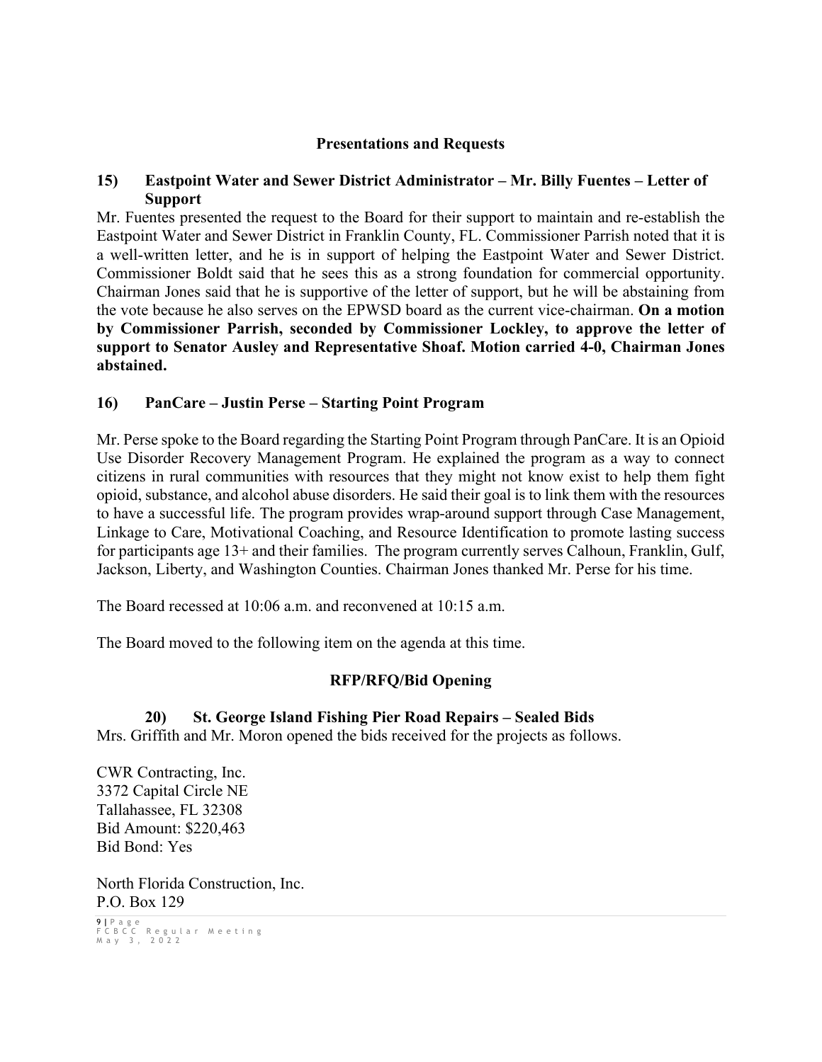## Presentations and Requests

### 15) Eastpoint Water and Sewer District Administrator – Mr. Billy Fuentes – Letter of Support

Mr. Fuentes presented the request to the Board for their support to maintain and re-establish the Eastpoint Water and Sewer District in Franklin County, FL. Commissioner Parrish noted that it is a well-written letter, and he is in support of helping the Eastpoint Water and Sewer District. Commissioner Boldt said that he sees this as a strong foundation for commercial opportunity. Chairman Jones said that he is supportive of the letter of support, but he will be abstaining from the vote because he also serves on the EPWSD board as the current vice-chairman. **On a motion by Commissioner Parrish, seconded by Commissioner Lockley, to approve the letter of support to Senator Ausley and Representative Shoaf. Motion carried 4-0, Chairman Jones abstained.**

### 16) PanCare – Justin Perse – Starting Point Program

Mr. Perse spoke to the Board regarding the Starting Point Program through PanCare. It is an Opioid Use Disorder Recovery Management Program. He explained the program as a way to connect citizens in rural communities with resources that they might not know exist to help them fight opioid, substance, and alcohol abuse disorders. He said their goal is to link them with the resources to have a successful life. The program provides wrap-around support through Case Management, Linkage to Care, Motivational Coaching, and Resource Identification to promote lasting success for participants age 13+ and their families. The program currently serves Calhoun, Franklin, Gulf, Jackson, Liberty, and Washington Counties. Chairman Jones thanked Mr. Perse for his time.

The Board recessed at 10:06 a.m. and reconvened at 10:15 a.m.

The Board moved to the following item on the agenda at this time.

## RFP/RFQ/Bid Opening

### 20) St. George Island Fishing Pier Road Repairs – Sealed Bids

Mrs. Griffith and Mr. Moron opened the bids received for the projects as follows.

CWR Contracting, Inc.
3372 Capital Circle NE
Tallahassee, FL 32308
Bid Amount: $220,463
Bid Bond: Yes

North Florida Construction, Inc.
P.O. Box 129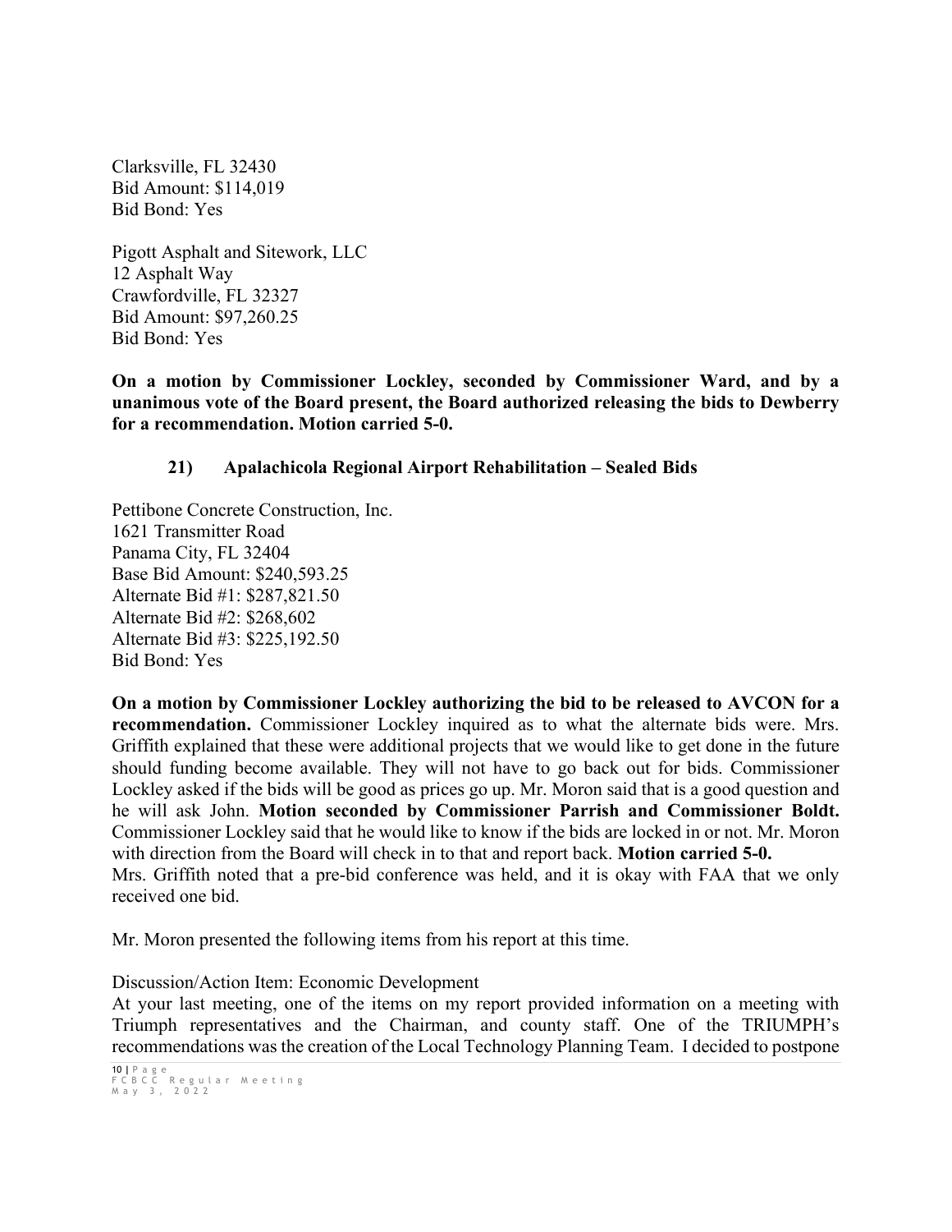Clarksville, FL 32430
Bid Amount: $114,019
Bid Bond: Yes

Pigott Asphalt and Sitework, LLC
12 Asphalt Way
Crawfordville, FL 32327
Bid Amount: $97,260.25
Bid Bond: Yes

**On a motion by Commissioner Lockley, seconded by Commissioner Ward, and by a unanimous vote of the Board present, the Board authorized releasing the bids to Dewberry for a recommendation. Motion carried 5-0.**

**21) Apalachicola Regional Airport Rehabilitation – Sealed Bids**

Pettibone Concrete Construction, Inc.
1621 Transmitter Road
Panama City, FL 32404
Base Bid Amount: $240,593.25
Alternate Bid #1: $287,821.50
Alternate Bid #2: $268,602
Alternate Bid #3: $225,192.50
Bid Bond: Yes

**On a motion by Commissioner Lockley authorizing the bid to be released to AVCON for a recommendation.** Commissioner Lockley inquired as to what the alternate bids were. Mrs. Griffith explained that these were additional projects that we would like to get done in the future should funding become available. They will not have to go back out for bids. Commissioner Lockley asked if the bids will be good as prices go up. Mr. Moron said that is a good question and he will ask John. **Motion seconded by Commissioner Parrish and Commissioner Boldt.** Commissioner Lockley said that he would like to know if the bids are locked in or not. Mr. Moron with direction from the Board will check in to that and report back. **Motion carried 5-0.**
Mrs. Griffith noted that a pre-bid conference was held, and it is okay with FAA that we only received one bid.

Mr. Moron presented the following items from his report at this time.

Discussion/Action Item: Economic Development
At your last meeting, one of the items on my report provided information on a meeting with Triumph representatives and the Chairman, and county staff. One of the TRIUMPH's recommendations was the creation of the Local Technology Planning Team. I decided to postpone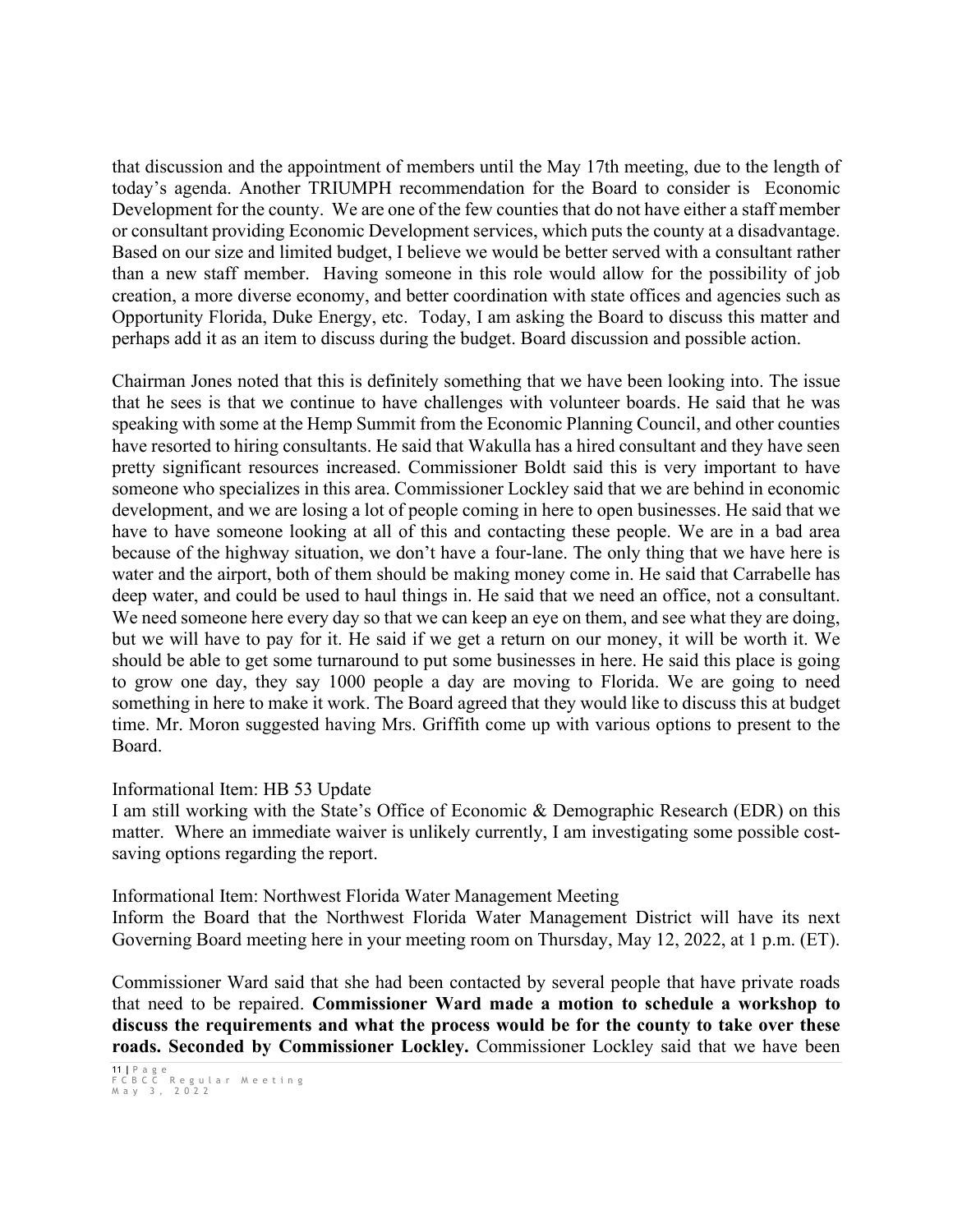that discussion and the appointment of members until the May 17th meeting, due to the length of today's agenda. Another TRIUMPH recommendation for the Board to consider is Economic Development for the county. We are one of the few counties that do not have either a staff member or consultant providing Economic Development services, which puts the county at a disadvantage. Based on our size and limited budget, I believe we would be better served with a consultant rather than a new staff member. Having someone in this role would allow for the possibility of job creation, a more diverse economy, and better coordination with state offices and agencies such as Opportunity Florida, Duke Energy, etc. Today, I am asking the Board to discuss this matter and perhaps add it as an item to discuss during the budget. Board discussion and possible action.

Chairman Jones noted that this is definitely something that we have been looking into. The issue that he sees is that we continue to have challenges with volunteer boards. He said that he was speaking with some at the Hemp Summit from the Economic Planning Council, and other counties have resorted to hiring consultants. He said that Wakulla has a hired consultant and they have seen pretty significant resources increased. Commissioner Boldt said this is very important to have someone who specializes in this area. Commissioner Lockley said that we are behind in economic development, and we are losing a lot of people coming in here to open businesses. He said that we have to have someone looking at all of this and contacting these people. We are in a bad area because of the highway situation, we don't have a four-lane. The only thing that we have here is water and the airport, both of them should be making money come in. He said that Carrabelle has deep water, and could be used to haul things in. He said that we need an office, not a consultant. We need someone here every day so that we can keep an eye on them, and see what they are doing, but we will have to pay for it. He said if we get a return on our money, it will be worth it. We should be able to get some turnaround to put some businesses in here. He said this place is going to grow one day, they say 1000 people a day are moving to Florida. We are going to need something in here to make it work. The Board agreed that they would like to discuss this at budget time. Mr. Moron suggested having Mrs. Griffith come up with various options to present to the Board.

Informational Item: HB 53 Update
I am still working with the State's Office of Economic & Demographic Research (EDR) on this matter. Where an immediate waiver is unlikely currently, I am investigating some possible cost-saving options regarding the report.

Informational Item: Northwest Florida Water Management Meeting
Inform the Board that the Northwest Florida Water Management District will have its next Governing Board meeting here in your meeting room on Thursday, May 12, 2022, at 1 p.m. (ET).

Commissioner Ward said that she had been contacted by several people that have private roads that need to be repaired. **Commissioner Ward made a motion to schedule a workshop to discuss the requirements and what the process would be for the county to take over these roads. Seconded by Commissioner Lockley.** Commissioner Lockley said that we have been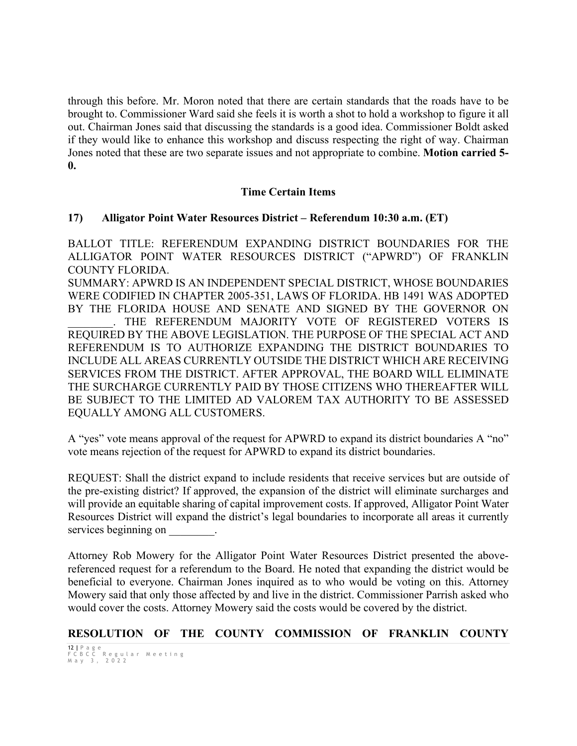through this before. Mr. Moron noted that there are certain standards that the roads have to be brought to. Commissioner Ward said she feels it is worth a shot to hold a workshop to figure it all out. Chairman Jones said that discussing the standards is a good idea. Commissioner Boldt asked if they would like to enhance this workshop and discuss respecting the right of way. Chairman Jones noted that these are two separate issues and not appropriate to combine. **Motion carried 5-0.**

## Time Certain Items

### 17) Alligator Point Water Resources District – Referendum 10:30 a.m. (ET)

BALLOT TITLE: REFERENDUM EXPANDING DISTRICT BOUNDARIES FOR THE ALLIGATOR POINT WATER RESOURCES DISTRICT ("APWRD") OF FRANKLIN COUNTY FLORIDA.

SUMMARY: APWRD IS AN INDEPENDENT SPECIAL DISTRICT, WHOSE BOUNDARIES WERE CODIFIED IN CHAPTER 2005-351, LAWS OF FLORIDA. HB 1491 WAS ADOPTED BY THE FLORIDA HOUSE AND SENATE AND SIGNED BY THE GOVERNOR ON ________. THE REFERENDUM MAJORITY VOTE OF REGISTERED VOTERS IS REQUIRED BY THE ABOVE LEGISLATION. THE PURPOSE OF THE SPECIAL ACT AND REFERENDUM IS TO AUTHORIZE EXPANDING THE DISTRICT BOUNDARIES TO INCLUDE ALL AREAS CURRENTLY OUTSIDE THE DISTRICT WHICH ARE RECEIVING SERVICES FROM THE DISTRICT. AFTER APPROVAL, THE BOARD WILL ELIMINATE THE SURCHARGE CURRENTLY PAID BY THOSE CITIZENS WHO THEREAFTER WILL BE SUBJECT TO THE LIMITED AD VALOREM TAX AUTHORITY TO BE ASSESSED EQUALLY AMONG ALL CUSTOMERS.

A "yes" vote means approval of the request for APWRD to expand its district boundaries A "no" vote means rejection of the request for APWRD to expand its district boundaries.

REQUEST: Shall the district expand to include residents that receive services but are outside of the pre-existing district? If approved, the expansion of the district will eliminate surcharges and will provide an equitable sharing of capital improvement costs. If approved, Alligator Point Water Resources District will expand the district's legal boundaries to incorporate all areas it currently services beginning on ________.

Attorney Rob Mowery for the Alligator Point Water Resources District presented the above-referenced request for a referendum to the Board. He noted that expanding the district would be beneficial to everyone. Chairman Jones inquired as to who would be voting on this. Attorney Mowery said that only those affected by and live in the district. Commissioner Parrish asked who would cover the costs. Attorney Mowery said the costs would be covered by the district.

**RESOLUTION OF THE COUNTY COMMISSION OF FRANKLIN COUNTY**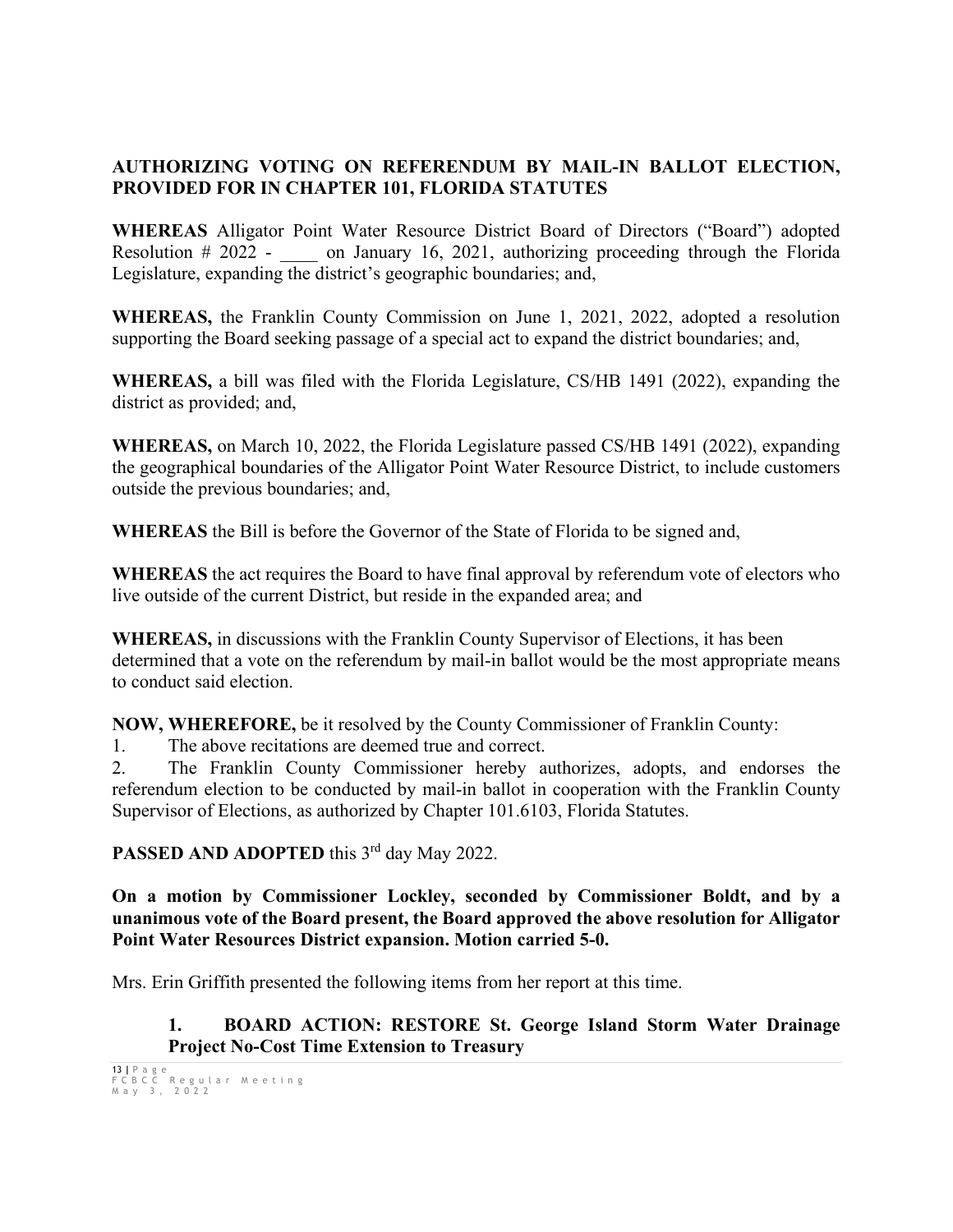**AUTHORIZING VOTING ON REFERENDUM BY MAIL-IN BALLOT ELECTION, PROVIDED FOR IN CHAPTER 101, FLORIDA STATUTES**

**WHEREAS** Alligator Point Water Resource District Board of Directors ("Board") adopted Resolution # 2022 - ____ on January 16, 2021, authorizing proceeding through the Florida Legislature, expanding the district's geographic boundaries; and,

**WHEREAS,** the Franklin County Commission on June 1, 2021, 2022, adopted a resolution supporting the Board seeking passage of a special act to expand the district boundaries; and,

**WHEREAS,** a bill was filed with the Florida Legislature, CS/HB 1491 (2022), expanding the district as provided; and,

**WHEREAS,** on March 10, 2022, the Florida Legislature passed CS/HB 1491 (2022), expanding the geographical boundaries of the Alligator Point Water Resource District, to include customers outside the previous boundaries; and,

**WHEREAS** the Bill is before the Governor of the State of Florida to be signed and,

**WHEREAS** the act requires the Board to have final approval by referendum vote of electors who live outside of the current District, but reside in the expanded area; and

**WHEREAS,** in discussions with the Franklin County Supervisor of Elections, it has been determined that a vote on the referendum by mail-in ballot would be the most appropriate means to conduct said election.

**NOW, WHEREFORE,** be it resolved by the County Commissioner of Franklin County:

1. The above recitations are deemed true and correct.
2. The Franklin County Commissioner hereby authorizes, adopts, and endorses the referendum election to be conducted by mail-in ballot in cooperation with the Franklin County Supervisor of Elections, as authorized by Chapter 101.6103, Florida Statutes.

**PASSED AND ADOPTED** this 3rd day May 2022.

**On a motion by Commissioner Lockley, seconded by Commissioner Boldt, and by a unanimous vote of the Board present, the Board approved the above resolution for Alligator Point Water Resources District expansion. Motion carried 5-0.**

Mrs. Erin Griffith presented the following items from her report at this time.

1. **BOARD ACTION: RESTORE St. George Island Storm Water Drainage Project No-Cost Time Extension to Treasury**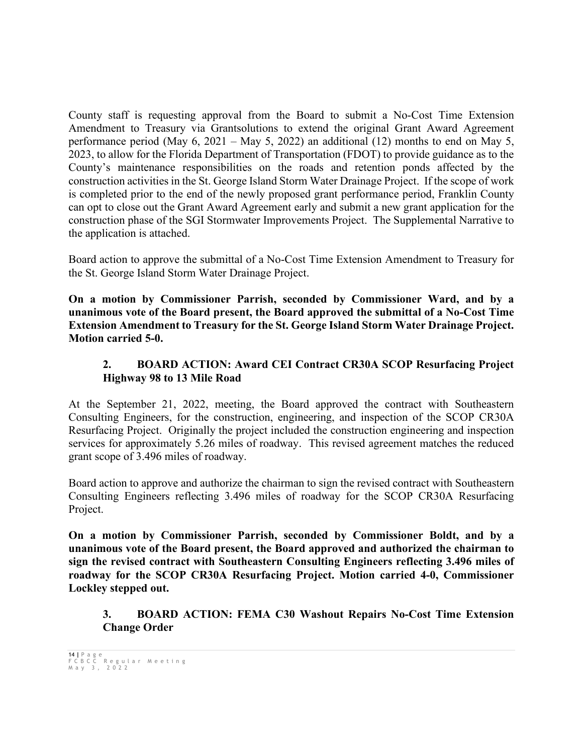County staff is requesting approval from the Board to submit a No-Cost Time Extension Amendment to Treasury via Grantsolutions to extend the original Grant Award Agreement performance period (May 6, 2021 – May 5, 2022) an additional (12) months to end on May 5, 2023, to allow for the Florida Department of Transportation (FDOT) to provide guidance as to the County's maintenance responsibilities on the roads and retention ponds affected by the construction activities in the St. George Island Storm Water Drainage Project. If the scope of work is completed prior to the end of the newly proposed grant performance period, Franklin County can opt to close out the Grant Award Agreement early and submit a new grant application for the construction phase of the SGI Stormwater Improvements Project. The Supplemental Narrative to the application is attached.

Board action to approve the submittal of a No-Cost Time Extension Amendment to Treasury for the St. George Island Storm Water Drainage Project.

**On a motion by Commissioner Parrish, seconded by Commissioner Ward, and by a unanimous vote of the Board present, the Board approved the submittal of a No-Cost Time Extension Amendment to Treasury for the St. George Island Storm Water Drainage Project. Motion carried 5-0.**

**2. BOARD ACTION: Award CEI Contract CR30A SCOP Resurfacing Project Highway 98 to 13 Mile Road**

At the September 21, 2022, meeting, the Board approved the contract with Southeastern Consulting Engineers, for the construction, engineering, and inspection of the SCOP CR30A Resurfacing Project. Originally the project included the construction engineering and inspection services for approximately 5.26 miles of roadway. This revised agreement matches the reduced grant scope of 3.496 miles of roadway.

Board action to approve and authorize the chairman to sign the revised contract with Southeastern Consulting Engineers reflecting 3.496 miles of roadway for the SCOP CR30A Resurfacing Project.

**On a motion by Commissioner Parrish, seconded by Commissioner Boldt, and by a unanimous vote of the Board present, the Board approved and authorized the chairman to sign the revised contract with Southeastern Consulting Engineers reflecting 3.496 miles of roadway for the SCOP CR30A Resurfacing Project. Motion carried 4-0, Commissioner Lockley stepped out.**

**3. BOARD ACTION: FEMA C30 Washout Repairs No-Cost Time Extension Change Order**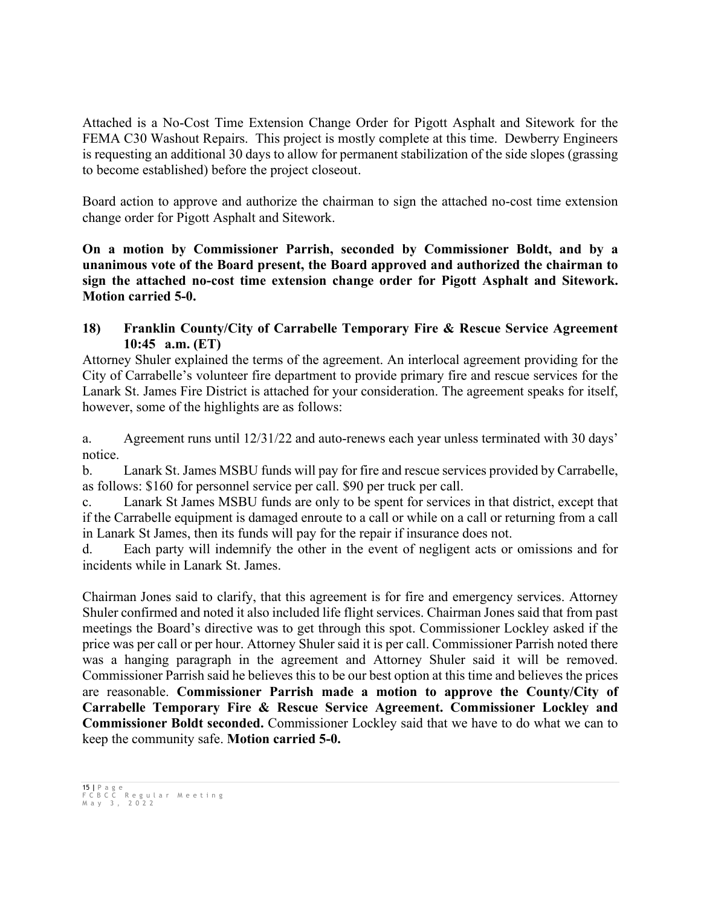Attached is a No-Cost Time Extension Change Order for Pigott Asphalt and Sitework for the FEMA C30 Washout Repairs. This project is mostly complete at this time. Dewberry Engineers is requesting an additional 30 days to allow for permanent stabilization of the side slopes (grassing to become established) before the project closeout.

Board action to approve and authorize the chairman to sign the attached no-cost time extension change order for Pigott Asphalt and Sitework.

**On a motion by Commissioner Parrish, seconded by Commissioner Boldt, and by a unanimous vote of the Board present, the Board approved and authorized the chairman to sign the attached no-cost time extension change order for Pigott Asphalt and Sitework. Motion carried 5-0.**

### 18) Franklin County/City of Carrabelle Temporary Fire & Rescue Service Agreement 10:45 a.m. (ET)

Attorney Shuler explained the terms of the agreement. An interlocal agreement providing for the City of Carrabelle's volunteer fire department to provide primary fire and rescue services for the Lanark St. James Fire District is attached for your consideration. The agreement speaks for itself, however, some of the highlights are as follows:

a. Agreement runs until 12/31/22 and auto-renews each year unless terminated with 30 days' notice.

b. Lanark St. James MSBU funds will pay for fire and rescue services provided by Carrabelle, as follows: $160 for personnel service per call. $90 per truck per call.

c. Lanark St James MSBU funds are only to be spent for services in that district, except that if the Carrabelle equipment is damaged enroute to a call or while on a call or returning from a call in Lanark St James, then its funds will pay for the repair if insurance does not.

d. Each party will indemnify the other in the event of negligent acts or omissions and for incidents while in Lanark St. James.

Chairman Jones said to clarify, that this agreement is for fire and emergency services. Attorney Shuler confirmed and noted it also included life flight services. Chairman Jones said that from past meetings the Board's directive was to get through this spot. Commissioner Lockley asked if the price was per call or per hour. Attorney Shuler said it is per call. Commissioner Parrish noted there was a hanging paragraph in the agreement and Attorney Shuler said it will be removed. Commissioner Parrish said he believes this to be our best option at this time and believes the prices are reasonable. **Commissioner Parrish made a motion to approve the County/City of Carrabelle Temporary Fire & Rescue Service Agreement. Commissioner Lockley and Commissioner Boldt seconded.** Commissioner Lockley said that we have to do what we can to keep the community safe. **Motion carried 5-0.**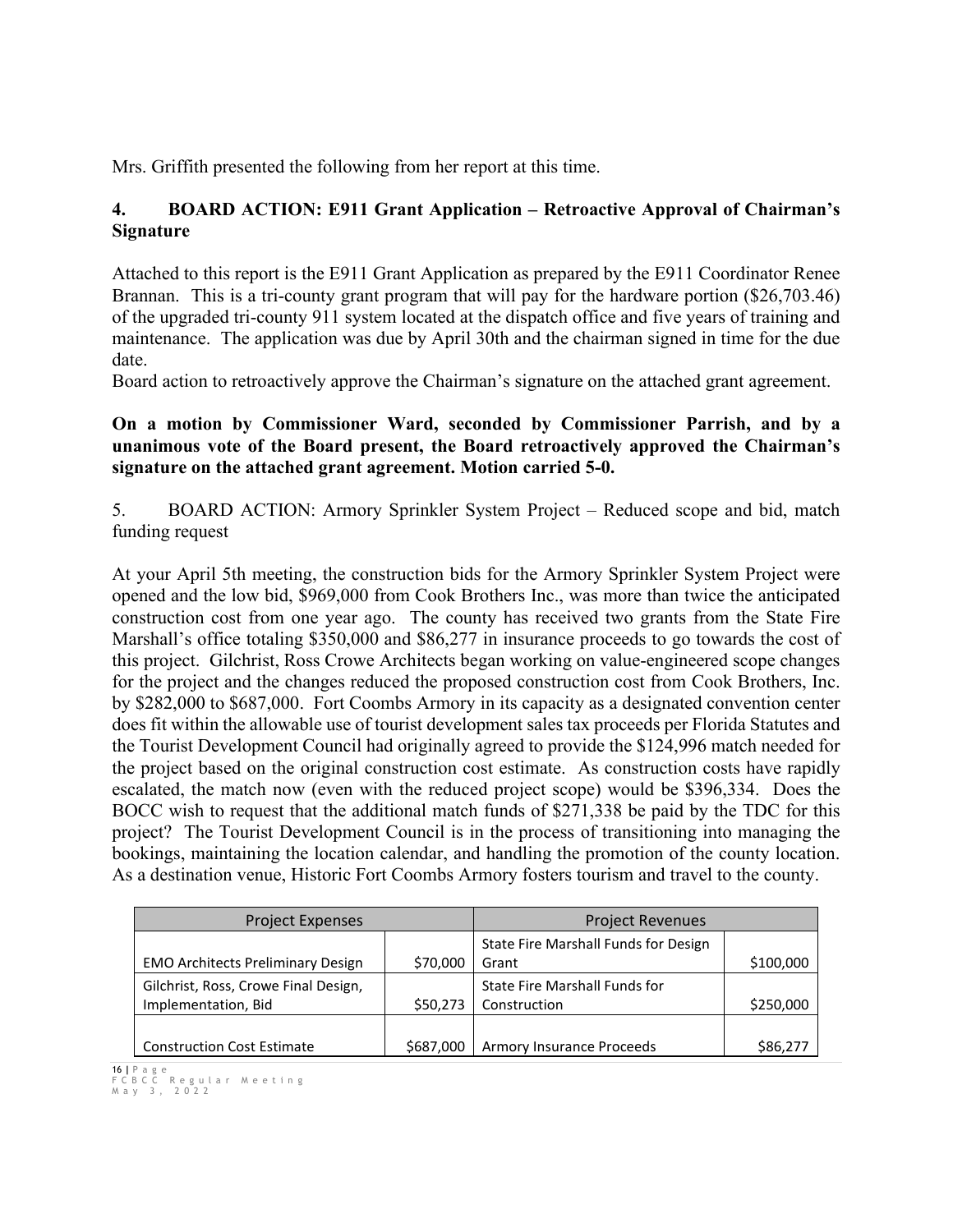Mrs. Griffith presented the following from her report at this time.

**4. BOARD ACTION: E911 Grant Application – Retroactive Approval of Chairman's Signature**

Attached to this report is the E911 Grant Application as prepared by the E911 Coordinator Renee Brannan. This is a tri-county grant program that will pay for the hardware portion ($26,703.46) of the upgraded tri-county 911 system located at the dispatch office and five years of training and maintenance. The application was due by April 30th and the chairman signed in time for the due date.

Board action to retroactively approve the Chairman's signature on the attached grant agreement.

**On a motion by Commissioner Ward, seconded by Commissioner Parrish, and by a unanimous vote of the Board present, the Board retroactively approved the Chairman's signature on the attached grant agreement. Motion carried 5-0.**

5. BOARD ACTION: Armory Sprinkler System Project – Reduced scope and bid, match funding request

At your April 5th meeting, the construction bids for the Armory Sprinkler System Project were opened and the low bid, $969,000 from Cook Brothers Inc., was more than twice the anticipated construction cost from one year ago. The county has received two grants from the State Fire Marshall's office totaling $350,000 and $86,277 in insurance proceeds to go towards the cost of this project. Gilchrist, Ross Crowe Architects began working on value-engineered scope changes for the project and the changes reduced the proposed construction cost from Cook Brothers, Inc. by $282,000 to $687,000. Fort Coombs Armory in its capacity as a designated convention center does fit within the allowable use of tourist development sales tax proceeds per Florida Statutes and the Tourist Development Council had originally agreed to provide the $124,996 match needed for the project based on the original construction cost estimate. As construction costs have rapidly escalated, the match now (even with the reduced project scope) would be $396,334. Does the BOCC wish to request that the additional match funds of $271,338 be paid by the TDC for this project? The Tourist Development Council is in the process of transitioning into managing the bookings, maintaining the location calendar, and handling the promotion of the county location. As a destination venue, Historic Fort Coombs Armory fosters tourism and travel to the county.

| Project Expenses | | Project Revenues | |
|---|---|---|---|
| EMO Architects Preliminary Design | $70,000 | State Fire Marshall Funds for Design Grant | $100,000 |
| Gilchrist, Ross, Crowe Final Design, Implementation, Bid | $50,273 | State Fire Marshall Funds for Construction | $250,000 |
| Construction Cost Estimate | $687,000 | Armory Insurance Proceeds | $86,277 |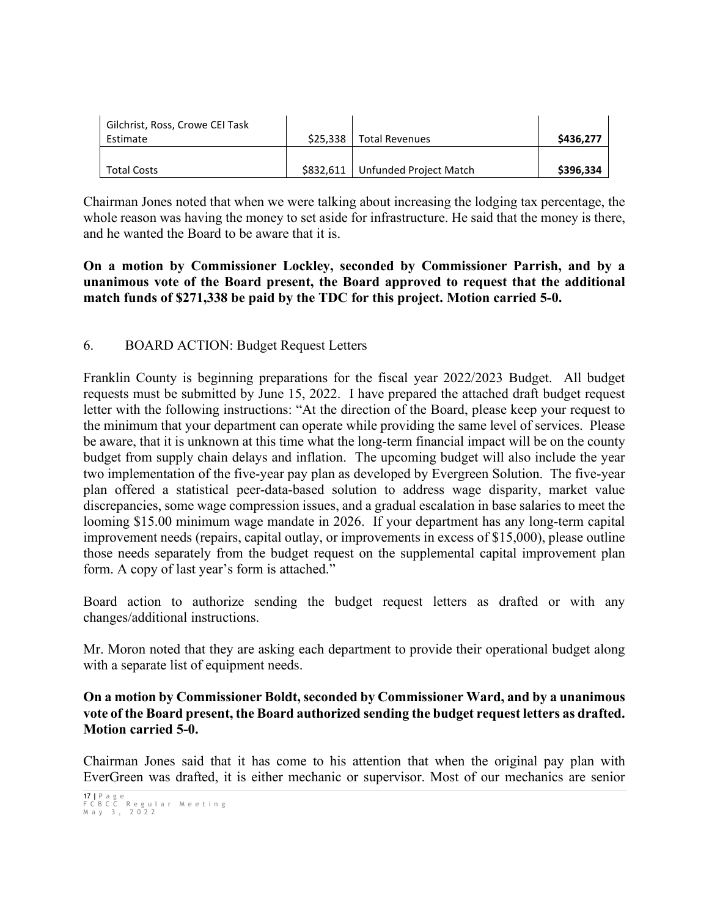| Gilchrist, Ross, Crowe CEI Task Estimate | $25,338 | Total Revenues | **$436,277** |
|---|---|---|---|
| Total Costs | $832,611 | Unfunded Project Match | **$396,334** |

Chairman Jones noted that when we were talking about increasing the lodging tax percentage, the whole reason was having the money to set aside for infrastructure. He said that the money is there, and he wanted the Board to be aware that it is.

**On a motion by Commissioner Lockley, seconded by Commissioner Parrish, and by a unanimous vote of the Board present, the Board approved to request that the additional match funds of $271,338 be paid by the TDC for this project. Motion carried 5-0.**

6. BOARD ACTION: Budget Request Letters

Franklin County is beginning preparations for the fiscal year 2022/2023 Budget. All budget requests must be submitted by June 15, 2022. I have prepared the attached draft budget request letter with the following instructions: "At the direction of the Board, please keep your request to the minimum that your department can operate while providing the same level of services. Please be aware, that it is unknown at this time what the long-term financial impact will be on the county budget from supply chain delays and inflation. The upcoming budget will also include the year two implementation of the five-year pay plan as developed by Evergreen Solution. The five-year plan offered a statistical peer-data-based solution to address wage disparity, market value discrepancies, some wage compression issues, and a gradual escalation in base salaries to meet the looming $15.00 minimum wage mandate in 2026. If your department has any long-term capital improvement needs (repairs, capital outlay, or improvements in excess of $15,000), please outline those needs separately from the budget request on the supplemental capital improvement plan form. A copy of last year's form is attached."

Board action to authorize sending the budget request letters as drafted or with any changes/additional instructions.

Mr. Moron noted that they are asking each department to provide their operational budget along with a separate list of equipment needs.

**On a motion by Commissioner Boldt, seconded by Commissioner Ward, and by a unanimous vote of the Board present, the Board authorized sending the budget request letters as drafted. Motion carried 5-0.**

Chairman Jones said that it has come to his attention that when the original pay plan with EverGreen was drafted, it is either mechanic or supervisor. Most of our mechanics are senior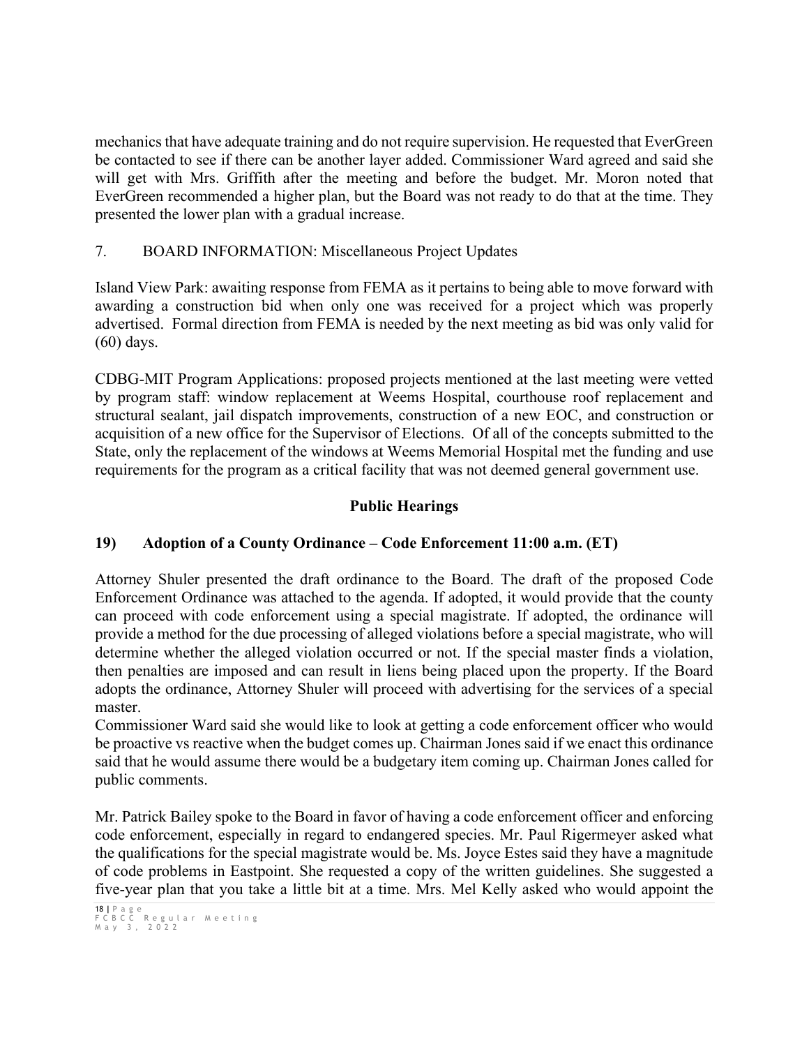mechanics that have adequate training and do not require supervision. He requested that EverGreen be contacted to see if there can be another layer added. Commissioner Ward agreed and said she will get with Mrs. Griffith after the meeting and before the budget. Mr. Moron noted that EverGreen recommended a higher plan, but the Board was not ready to do that at the time. They presented the lower plan with a gradual increase.

7. BOARD INFORMATION: Miscellaneous Project Updates

Island View Park: awaiting response from FEMA as it pertains to being able to move forward with awarding a construction bid when only one was received for a project which was properly advertised. Formal direction from FEMA is needed by the next meeting as bid was only valid for (60) days.

CDBG-MIT Program Applications: proposed projects mentioned at the last meeting were vetted by program staff: window replacement at Weems Hospital, courthouse roof replacement and structural sealant, jail dispatch improvements, construction of a new EOC, and construction or acquisition of a new office for the Supervisor of Elections. Of all of the concepts submitted to the State, only the replacement of the windows at Weems Memorial Hospital met the funding and use requirements for the program as a critical facility that was not deemed general government use.

## Public Hearings

### 19) Adoption of a County Ordinance – Code Enforcement 11:00 a.m. (ET)

Attorney Shuler presented the draft ordinance to the Board. The draft of the proposed Code Enforcement Ordinance was attached to the agenda. If adopted, it would provide that the county can proceed with code enforcement using a special magistrate. If adopted, the ordinance will provide a method for the due processing of alleged violations before a special magistrate, who will determine whether the alleged violation occurred or not. If the special master finds a violation, then penalties are imposed and can result in liens being placed upon the property. If the Board adopts the ordinance, Attorney Shuler will proceed with advertising for the services of a special master.
Commissioner Ward said she would like to look at getting a code enforcement officer who would be proactive vs reactive when the budget comes up. Chairman Jones said if we enact this ordinance said that he would assume there would be a budgetary item coming up. Chairman Jones called for public comments.

Mr. Patrick Bailey spoke to the Board in favor of having a code enforcement officer and enforcing code enforcement, especially in regard to endangered species. Mr. Paul Rigermeyer asked what the qualifications for the special magistrate would be. Ms. Joyce Estes said they have a magnitude of code problems in Eastpoint. She requested a copy of the written guidelines. She suggested a five-year plan that you take a little bit at a time. Mrs. Mel Kelly asked who would appoint the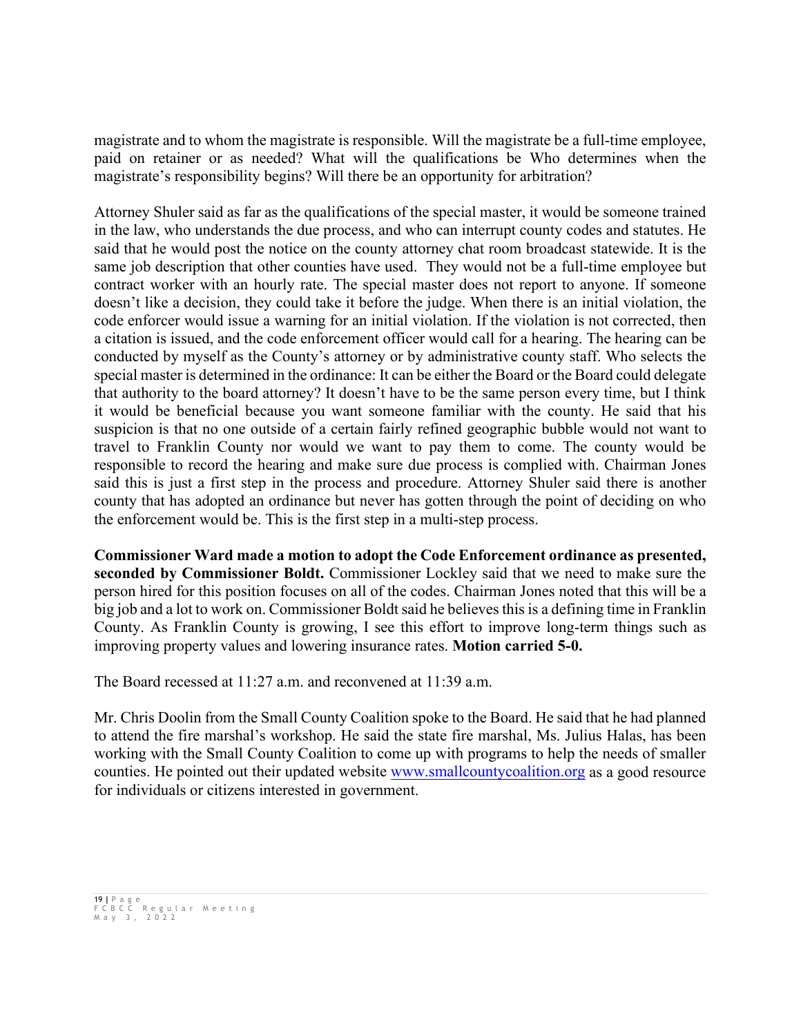magistrate and to whom the magistrate is responsible. Will the magistrate be a full-time employee, paid on retainer or as needed? What will the qualifications be Who determines when the magistrate's responsibility begins? Will there be an opportunity for arbitration?

Attorney Shuler said as far as the qualifications of the special master, it would be someone trained in the law, who understands the due process, and who can interrupt county codes and statutes. He said that he would post the notice on the county attorney chat room broadcast statewide. It is the same job description that other counties have used. They would not be a full-time employee but contract worker with an hourly rate. The special master does not report to anyone. If someone doesn't like a decision, they could take it before the judge. When there is an initial violation, the code enforcer would issue a warning for an initial violation. If the violation is not corrected, then a citation is issued, and the code enforcement officer would call for a hearing. The hearing can be conducted by myself as the County's attorney or by administrative county staff. Who selects the special master is determined in the ordinance: It can be either the Board or the Board could delegate that authority to the board attorney? It doesn't have to be the same person every time, but I think it would be beneficial because you want someone familiar with the county. He said that his suspicion is that no one outside of a certain fairly refined geographic bubble would not want to travel to Franklin County nor would we want to pay them to come. The county would be responsible to record the hearing and make sure due process is complied with. Chairman Jones said this is just a first step in the process and procedure. Attorney Shuler said there is another county that has adopted an ordinance but never has gotten through the point of deciding on who the enforcement would be. This is the first step in a multi-step process.

**Commissioner Ward made a motion to adopt the Code Enforcement ordinance as presented, seconded by Commissioner Boldt.** Commissioner Lockley said that we need to make sure the person hired for this position focuses on all of the codes. Chairman Jones noted that this will be a big job and a lot to work on. Commissioner Boldt said he believes this is a defining time in Franklin County. As Franklin County is growing, I see this effort to improve long-term things such as improving property values and lowering insurance rates. **Motion carried 5-0.**

The Board recessed at 11:27 a.m. and reconvened at 11:39 a.m.

Mr. Chris Doolin from the Small County Coalition spoke to the Board. He said that he had planned to attend the fire marshal's workshop. He said the state fire marshal, Ms. Julius Halas, has been working with the Small County Coalition to come up with programs to help the needs of smaller counties. He pointed out their updated website [www.smallcountycoalition.org](www.smallcountycoalition.org) as a good resource for individuals or citizens interested in government.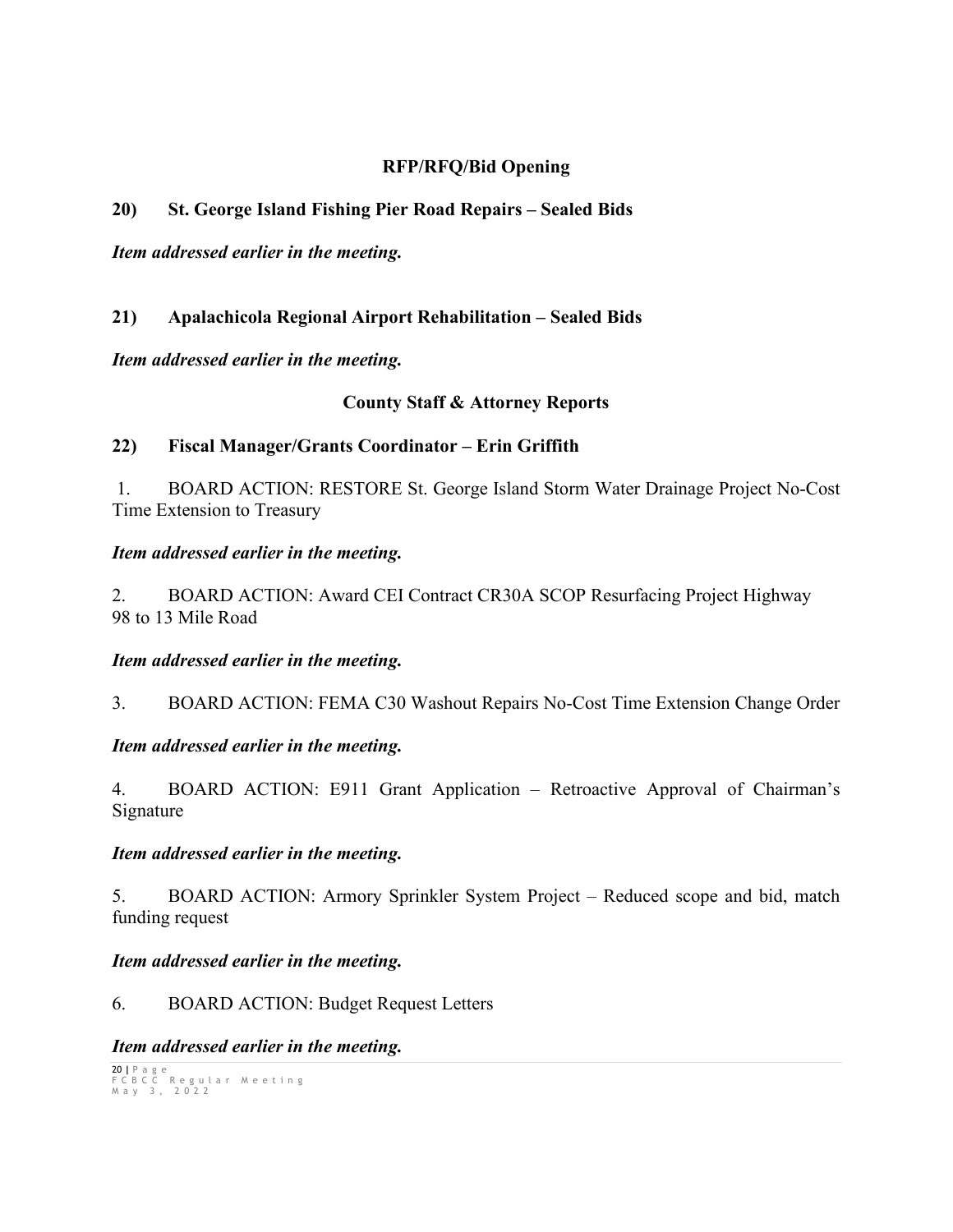## RFP/RFQ/Bid Opening

**20) St. George Island Fishing Pier Road Repairs – Sealed Bids**

***Item addressed earlier in the meeting.***

**21) Apalachicola Regional Airport Rehabilitation – Sealed Bids**

***Item addressed earlier in the meeting.***

## County Staff & Attorney Reports

**22) Fiscal Manager/Grants Coordinator – Erin Griffith**

1. BOARD ACTION: RESTORE St. George Island Storm Water Drainage Project No-Cost Time Extension to Treasury

***Item addressed earlier in the meeting.***

2. BOARD ACTION: Award CEI Contract CR30A SCOP Resurfacing Project Highway 98 to 13 Mile Road

***Item addressed earlier in the meeting.***

3. BOARD ACTION: FEMA C30 Washout Repairs No-Cost Time Extension Change Order

***Item addressed earlier in the meeting.***

4. BOARD ACTION: E911 Grant Application – Retroactive Approval of Chairman's Signature

***Item addressed earlier in the meeting.***

5. BOARD ACTION: Armory Sprinkler System Project – Reduced scope and bid, match funding request

***Item addressed earlier in the meeting.***

6. BOARD ACTION: Budget Request Letters

***Item addressed earlier in the meeting.***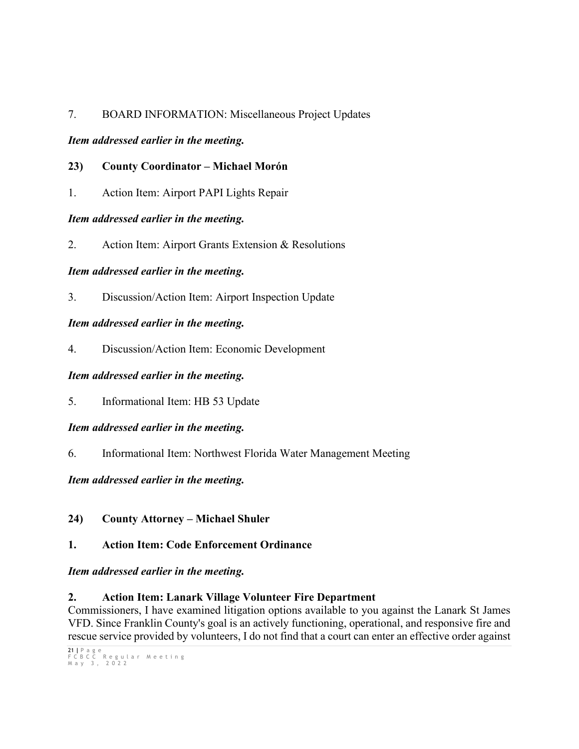7. BOARD INFORMATION: Miscellaneous Project Updates

***Item addressed earlier in the meeting.***

**23) County Coordinator – Michael Morón**

1. Action Item: Airport PAPI Lights Repair

***Item addressed earlier in the meeting.***

2. Action Item: Airport Grants Extension & Resolutions

***Item addressed earlier in the meeting.***

3. Discussion/Action Item: Airport Inspection Update

***Item addressed earlier in the meeting.***

4. Discussion/Action Item: Economic Development

***Item addressed earlier in the meeting.***

5. Informational Item: HB 53 Update

***Item addressed earlier in the meeting.***

6. Informational Item: Northwest Florida Water Management Meeting

***Item addressed earlier in the meeting.***

**24) County Attorney – Michael Shuler**

**1. Action Item: Code Enforcement Ordinance**

***Item addressed earlier in the meeting.***

**2. Action Item: Lanark Village Volunteer Fire Department**

Commissioners, I have examined litigation options available to you against the Lanark St James VFD. Since Franklin County's goal is an actively functioning, operational, and responsive fire and rescue service provided by volunteers, I do not find that a court can enter an effective order against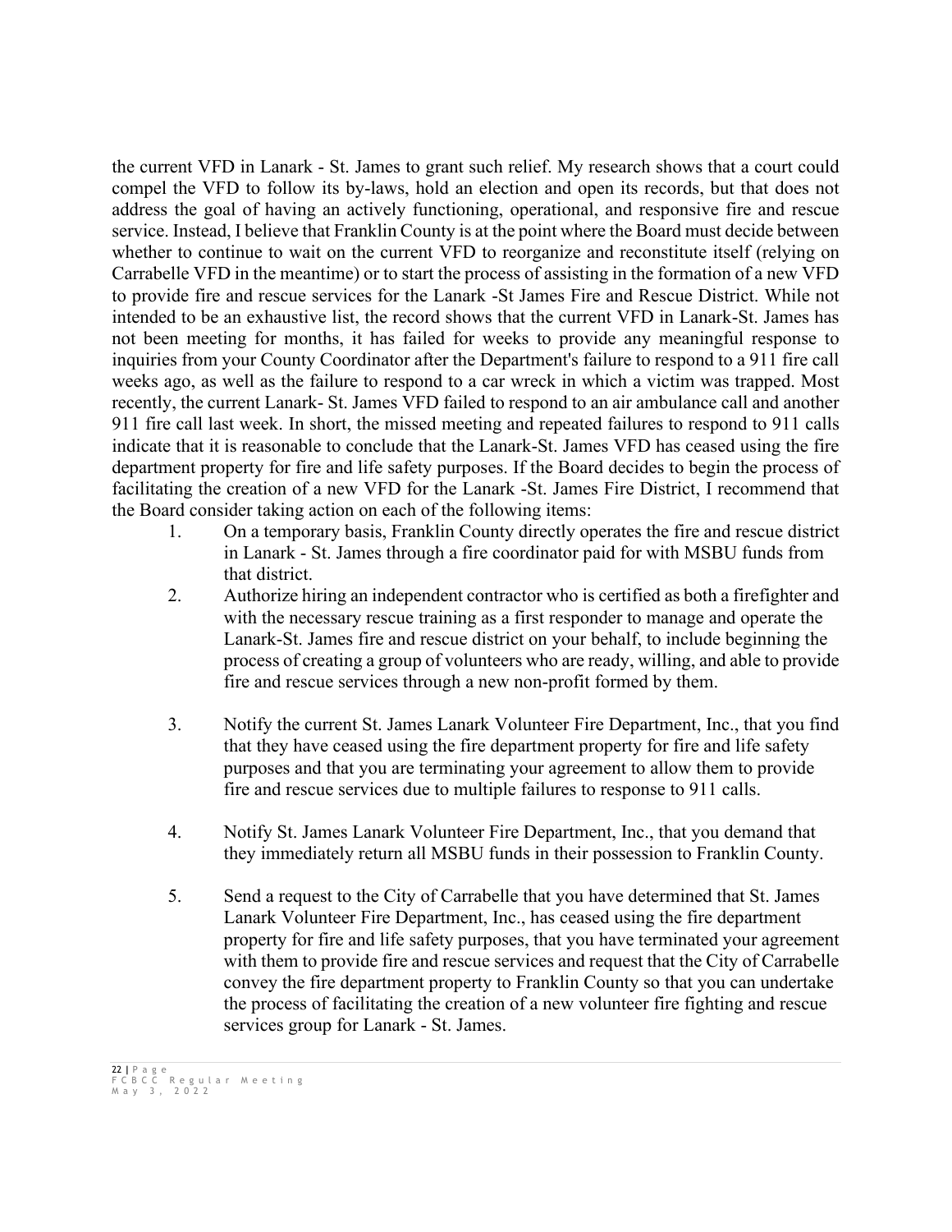the current VFD in Lanark - St. James to grant such relief. My research shows that a court could compel the VFD to follow its by-laws, hold an election and open its records, but that does not address the goal of having an actively functioning, operational, and responsive fire and rescue service. Instead, I believe that Franklin County is at the point where the Board must decide between whether to continue to wait on the current VFD to reorganize and reconstitute itself (relying on Carrabelle VFD in the meantime) or to start the process of assisting in the formation of a new VFD to provide fire and rescue services for the Lanark -St James Fire and Rescue District. While not intended to be an exhaustive list, the record shows that the current VFD in Lanark-St. James has not been meeting for months, it has failed for weeks to provide any meaningful response to inquiries from your County Coordinator after the Department's failure to respond to a 911 fire call weeks ago, as well as the failure to respond to a car wreck in which a victim was trapped. Most recently, the current Lanark- St. James VFD failed to respond to an air ambulance call and another 911 fire call last week. In short, the missed meeting and repeated failures to respond to 911 calls indicate that it is reasonable to conclude that the Lanark-St. James VFD has ceased using the fire department property for fire and life safety purposes. If the Board decides to begin the process of facilitating the creation of a new VFD for the Lanark -St. James Fire District, I recommend that the Board consider taking action on each of the following items:

1. On a temporary basis, Franklin County directly operates the fire and rescue district in Lanark - St. James through a fire coordinator paid for with MSBU funds from that district.
2. Authorize hiring an independent contractor who is certified as both a firefighter and with the necessary rescue training as a first responder to manage and operate the Lanark-St. James fire and rescue district on your behalf, to include beginning the process of creating a group of volunteers who are ready, willing, and able to provide fire and rescue services through a new non-profit formed by them.
3. Notify the current St. James Lanark Volunteer Fire Department, Inc., that you find that they have ceased using the fire department property for fire and life safety purposes and that you are terminating your agreement to allow them to provide fire and rescue services due to multiple failures to response to 911 calls.
4. Notify St. James Lanark Volunteer Fire Department, Inc., that you demand that they immediately return all MSBU funds in their possession to Franklin County.
5. Send a request to the City of Carrabelle that you have determined that St. James Lanark Volunteer Fire Department, Inc., has ceased using the fire department property for fire and life safety purposes, that you have terminated your agreement with them to provide fire and rescue services and request that the City of Carrabelle convey the fire department property to Franklin County so that you can undertake the process of facilitating the creation of a new volunteer fire fighting and rescue services group for Lanark - St. James.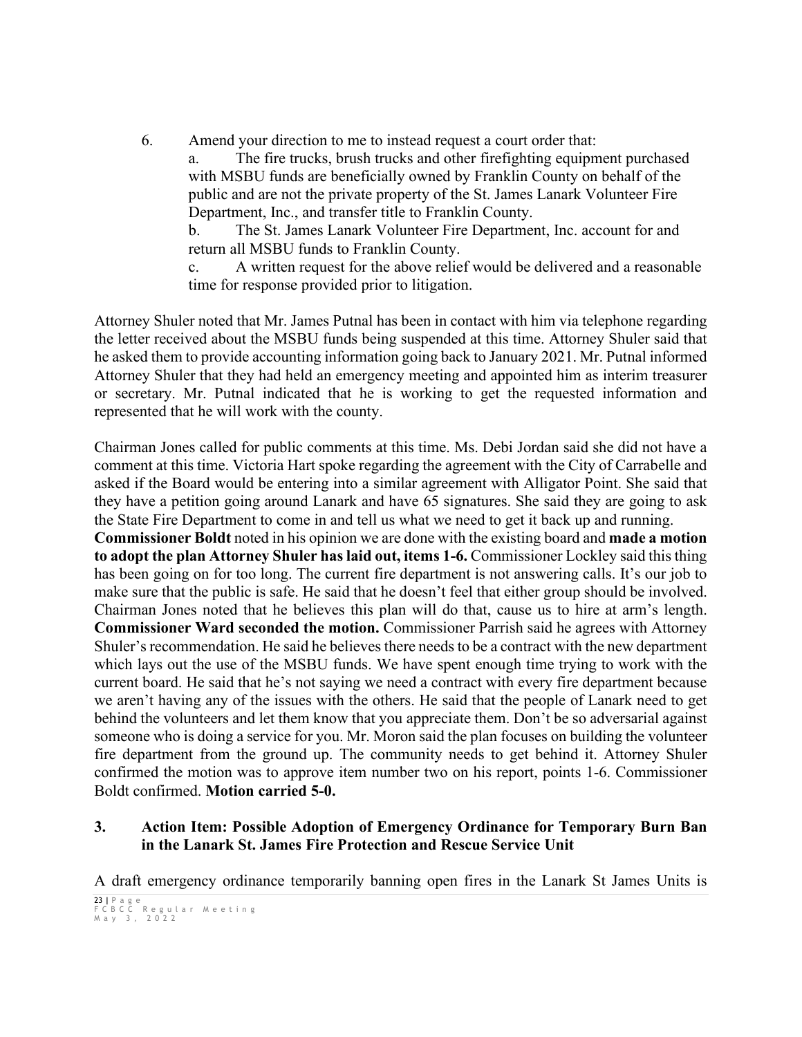6. Amend your direction to me to instead request a court order that:
   a. The fire trucks, brush trucks and other firefighting equipment purchased with MSBU funds are beneficially owned by Franklin County on behalf of the public and are not the private property of the St. James Lanark Volunteer Fire Department, Inc., and transfer title to Franklin County.
   b. The St. James Lanark Volunteer Fire Department, Inc. account for and return all MSBU funds to Franklin County.
   c. A written request for the above relief would be delivered and a reasonable time for response provided prior to litigation.

Attorney Shuler noted that Mr. James Putnal has been in contact with him via telephone regarding the letter received about the MSBU funds being suspended at this time. Attorney Shuler said that he asked them to provide accounting information going back to January 2021. Mr. Putnal informed Attorney Shuler that they had held an emergency meeting and appointed him as interim treasurer or secretary. Mr. Putnal indicated that he is working to get the requested information and represented that he will work with the county.

Chairman Jones called for public comments at this time. Ms. Debi Jordan said she did not have a comment at this time. Victoria Hart spoke regarding the agreement with the City of Carrabelle and asked if the Board would be entering into a similar agreement with Alligator Point. She said that they have a petition going around Lanark and have 65 signatures. She said they are going to ask the State Fire Department to come in and tell us what we need to get it back up and running. **Commissioner Boldt** noted in his opinion we are done with the existing board and **made a motion to adopt the plan Attorney Shuler has laid out, items 1-6.** Commissioner Lockley said this thing has been going on for too long. The current fire department is not answering calls. It's our job to make sure that the public is safe. He said that he doesn't feel that either group should be involved. Chairman Jones noted that he believes this plan will do that, cause us to hire at arm's length. **Commissioner Ward seconded the motion.** Commissioner Parrish said he agrees with Attorney Shuler's recommendation. He said he believes there needs to be a contract with the new department which lays out the use of the MSBU funds. We have spent enough time trying to work with the current board. He said that he's not saying we need a contract with every fire department because we aren't having any of the issues with the others. He said that the people of Lanark need to get behind the volunteers and let them know that you appreciate them. Don't be so adversarial against someone who is doing a service for you. Mr. Moron said the plan focuses on building the volunteer fire department from the ground up. The community needs to get behind it. Attorney Shuler confirmed the motion was to approve item number two on his report, points 1-6. Commissioner Boldt confirmed. **Motion carried 5-0.**

### 3. Action Item: Possible Adoption of Emergency Ordinance for Temporary Burn Ban in the Lanark St. James Fire Protection and Rescue Service Unit

A draft emergency ordinance temporarily banning open fires in the Lanark St James Units is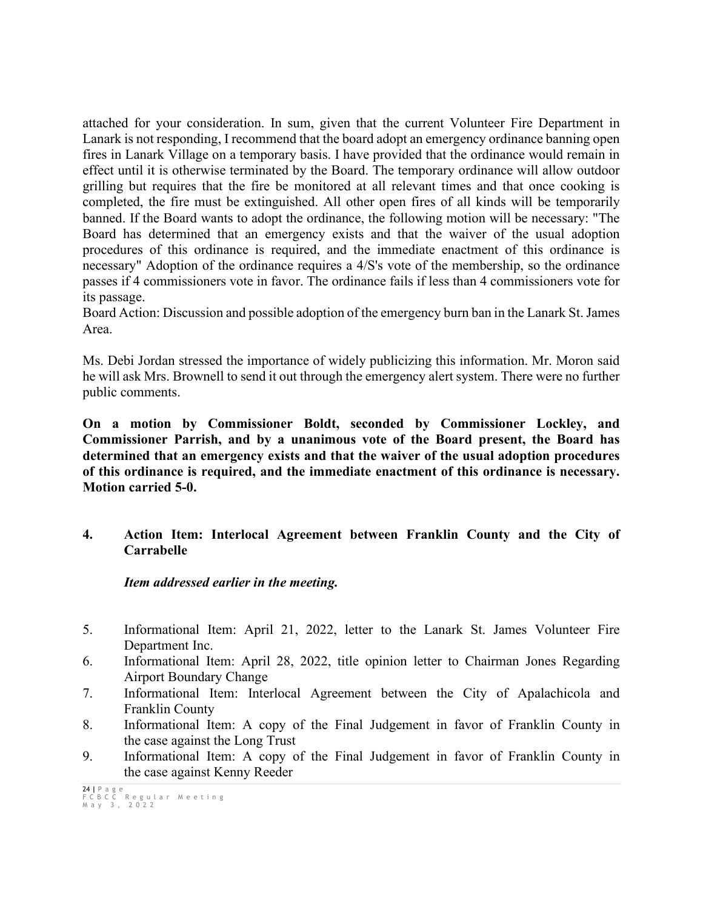attached for your consideration. In sum, given that the current Volunteer Fire Department in Lanark is not responding, I recommend that the board adopt an emergency ordinance banning open fires in Lanark Village on a temporary basis. I have provided that the ordinance would remain in effect until it is otherwise terminated by the Board. The temporary ordinance will allow outdoor grilling but requires that the fire be monitored at all relevant times and that once cooking is completed, the fire must be extinguished. All other open fires of all kinds will be temporarily banned. If the Board wants to adopt the ordinance, the following motion will be necessary: "The Board has determined that an emergency exists and that the waiver of the usual adoption procedures of this ordinance is required, and the immediate enactment of this ordinance is necessary" Adoption of the ordinance requires a 4/S's vote of the membership, so the ordinance passes if 4 commissioners vote in favor. The ordinance fails if less than 4 commissioners vote for its passage.
Board Action: Discussion and possible adoption of the emergency burn ban in the Lanark St. James Area.

Ms. Debi Jordan stressed the importance of widely publicizing this information. Mr. Moron said he will ask Mrs. Brownell to send it out through the emergency alert system. There were no further public comments.

**On a motion by Commissioner Boldt, seconded by Commissioner Lockley, and Commissioner Parrish, and by a unanimous vote of the Board present, the Board has determined that an emergency exists and that the waiver of the usual adoption procedures of this ordinance is required, and the immediate enactment of this ordinance is necessary. Motion carried 5-0.**

**4. Action Item: Interlocal Agreement between Franklin County and the City of Carrabelle**

***Item addressed earlier in the meeting.***

5. Informational Item: April 21, 2022, letter to the Lanark St. James Volunteer Fire Department Inc.
6. Informational Item: April 28, 2022, title opinion letter to Chairman Jones Regarding Airport Boundary Change
7. Informational Item: Interlocal Agreement between the City of Apalachicola and Franklin County
8. Informational Item: A copy of the Final Judgement in favor of Franklin County in the case against the Long Trust
9. Informational Item: A copy of the Final Judgement in favor of Franklin County in the case against Kenny Reeder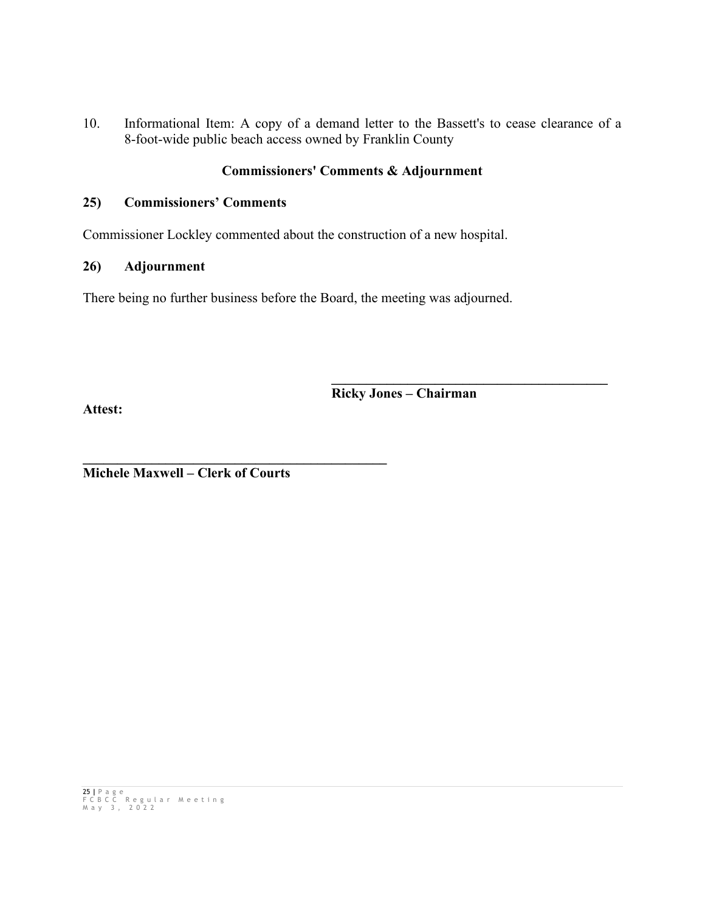10. Informational Item: A copy of a demand letter to the Bassett's to cease clearance of a 8-foot-wide public beach access owned by Franklin County

**Commissioners' Comments & Adjournment**

**25) Commissioners' Comments**

Commissioner Lockley commented about the construction of a new hospital.

**26) Adjournment**

There being no further business before the Board, the meeting was adjourned.

\_\_\_\_\_\_\_\_\_\_\_\_\_\_\_\_\_\_\_\_\_\_\_\_\_\_\_\_\_\_\_\_\_\_\_\_\_\_\_\_\_\_

**Ricky Jones – Chairman**

**Attest:**

\_\_\_\_\_\_\_\_\_\_\_\_\_\_\_\_\_\_\_\_\_\_\_\_\_\_\_\_\_\_\_\_\_\_\_\_\_\_\_\_\_\_

**Michele Maxwell – Clerk of Courts**